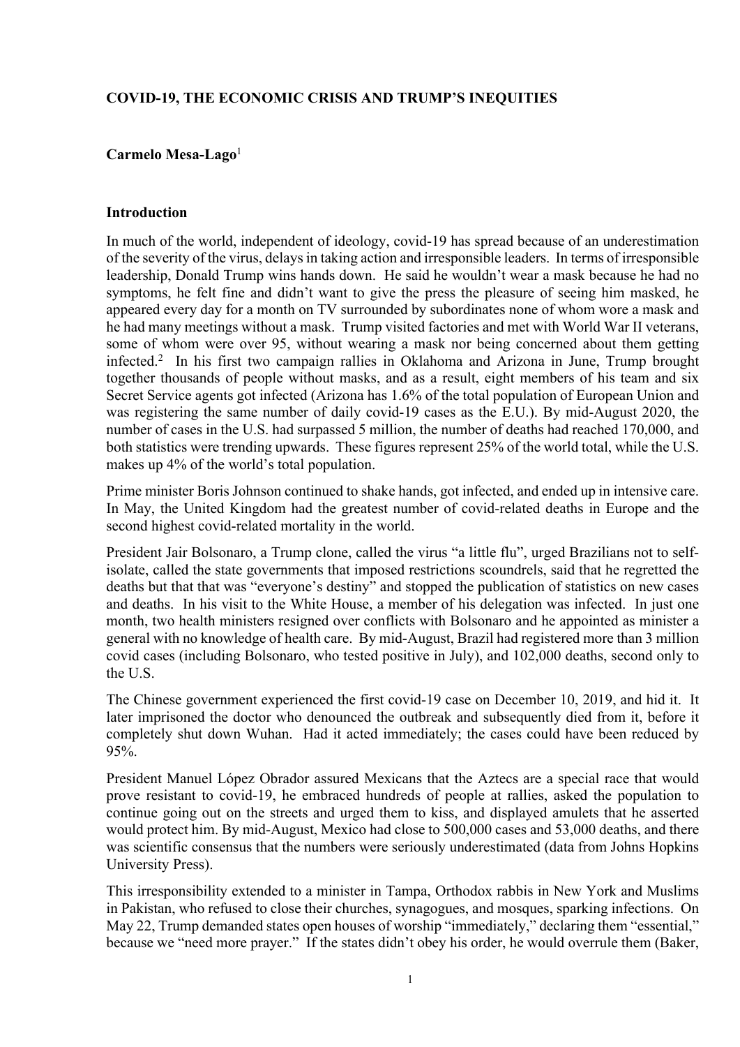**COVID-19, THE ECONOMIC CRISIS AND TRUMP'S INEQUITIES**

**Carmelo Mesa-Lago**[1]

**Introduction**

In much of the world, independent of ideology, covid-19 has spread because of an underestimation of the severity of the virus, delays in taking action and irresponsible leaders. In terms of irresponsible leadership, Donald Trump wins hands down. He said he wouldn't wear a mask because he had no symptoms, he felt fine and didn't want to give the press the pleasure of seeing him masked, he appeared every day for a month on TV surrounded by subordinates none of whom wore a mask and he had many meetings without a mask. Trump visited factories and met with World War II veterans, some of whom were over 95, without wearing a mask nor being concerned about them getting infected.[2] In his first two campaign rallies in Oklahoma and Arizona in June, Trump brought together thousands of people without masks, and as a result, eight members of his team and six Secret Service agents got infected (Arizona has 1.6% of the total population of European Union and was registering the same number of daily covid-19 cases as the E.U.). By mid-August 2020, the number of cases in the U.S. had surpassed 5 million, the number of deaths had reached 170,000, and both statistics were trending upwards. These figures represent 25% of the world total, while the U.S. makes up 4% of the world's total population.

Prime minister Boris Johnson continued to shake hands, got infected, and ended up in intensive care. In May, the United Kingdom had the greatest number of covid-related deaths in Europe and the second highest covid-related mortality in the world.

President Jair Bolsonaro, a Trump clone, called the virus "a little flu", urged Brazilians not to self-isolate, called the state governments that imposed restrictions scoundrels, said that he regretted the deaths but that that was "everyone's destiny" and stopped the publication of statistics on new cases and deaths. In his visit to the White House, a member of his delegation was infected. In just one month, two health ministers resigned over conflicts with Bolsonaro and he appointed as minister a general with no knowledge of health care. By mid-August, Brazil had registered more than 3 million covid cases (including Bolsonaro, who tested positive in July), and 102,000 deaths, second only to the U.S.

The Chinese government experienced the first covid-19 case on December 10, 2019, and hid it. It later imprisoned the doctor who denounced the outbreak and subsequently died from it, before it completely shut down Wuhan. Had it acted immediately; the cases could have been reduced by 95%.

President Manuel López Obrador assured Mexicans that the Aztecs are a special race that would prove resistant to covid-19, he embraced hundreds of people at rallies, asked the population to continue going out on the streets and urged them to kiss, and displayed amulets that he asserted would protect him. By mid-August, Mexico had close to 500,000 cases and 53,000 deaths, and there was scientific consensus that the numbers were seriously underestimated (data from Johns Hopkins University Press).

This irresponsibility extended to a minister in Tampa, Orthodox rabbis in New York and Muslims in Pakistan, who refused to close their churches, synagogues, and mosques, sparking infections. On May 22, Trump demanded states open houses of worship "immediately," declaring them "essential," because we "need more prayer." If the states didn't obey his order, he would overrule them (Baker,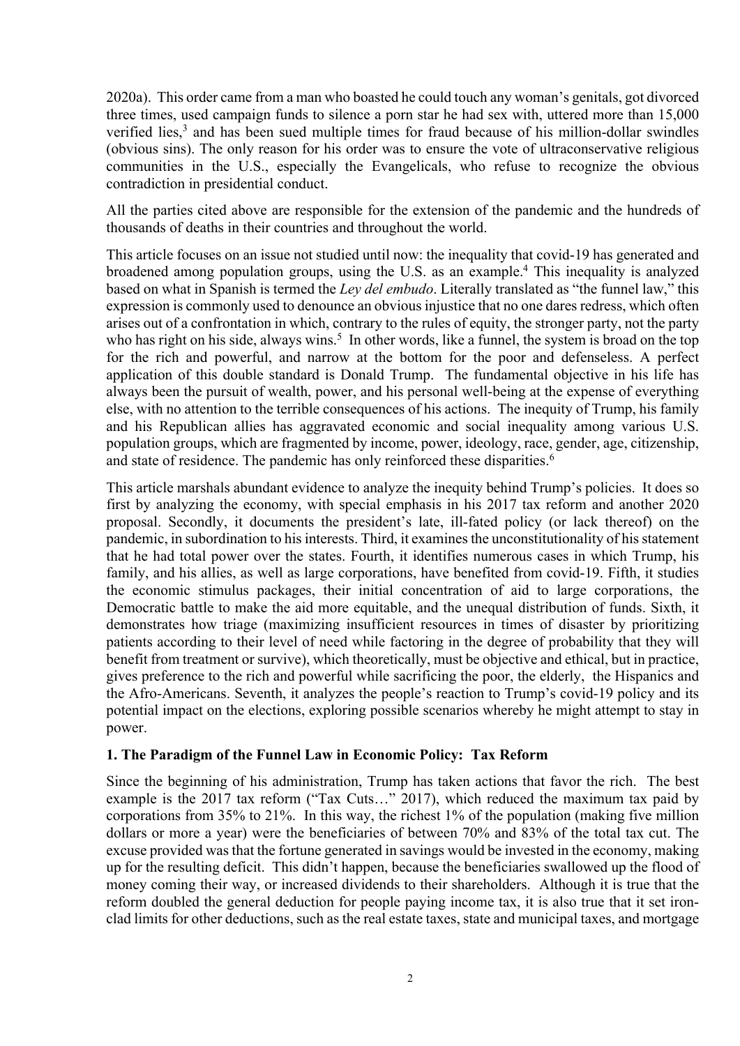2020a). This order came from a man who boasted he could touch any woman's genitals, got divorced three times, used campaign funds to silence a porn star he had sex with, uttered more than 15,000 verified lies,[3] and has been sued multiple times for fraud because of his million-dollar swindles (obvious sins). The only reason for his order was to ensure the vote of ultraconservative religious communities in the U.S., especially the Evangelicals, who refuse to recognize the obvious contradiction in presidential conduct.

All the parties cited above are responsible for the extension of the pandemic and the hundreds of thousands of deaths in their countries and throughout the world.

This article focuses on an issue not studied until now: the inequality that covid-19 has generated and broadened among population groups, using the U.S. as an example.[4] This inequality is analyzed based on what in Spanish is termed the *Ley del embudo*. Literally translated as "the funnel law," this expression is commonly used to denounce an obvious injustice that no one dares redress, which often arises out of a confrontation in which, contrary to the rules of equity, the stronger party, not the party who has right on his side, always wins.[5] In other words, like a funnel, the system is broad on the top for the rich and powerful, and narrow at the bottom for the poor and defenseless. A perfect application of this double standard is Donald Trump. The fundamental objective in his life has always been the pursuit of wealth, power, and his personal well-being at the expense of everything else, with no attention to the terrible consequences of his actions. The inequity of Trump, his family and his Republican allies has aggravated economic and social inequality among various U.S. population groups, which are fragmented by income, power, ideology, race, gender, age, citizenship, and state of residence. The pandemic has only reinforced these disparities.[6]

This article marshals abundant evidence to analyze the inequity behind Trump's policies. It does so first by analyzing the economy, with special emphasis in his 2017 tax reform and another 2020 proposal. Secondly, it documents the president's late, ill-fated policy (or lack thereof) on the pandemic, in subordination to his interests. Third, it examines the unconstitutionality of his statement that he had total power over the states. Fourth, it identifies numerous cases in which Trump, his family, and his allies, as well as large corporations, have benefited from covid-19. Fifth, it studies the economic stimulus packages, their initial concentration of aid to large corporations, the Democratic battle to make the aid more equitable, and the unequal distribution of funds. Sixth, it demonstrates how triage (maximizing insufficient resources in times of disaster by prioritizing patients according to their level of need while factoring in the degree of probability that they will benefit from treatment or survive), which theoretically, must be objective and ethical, but in practice, gives preference to the rich and powerful while sacrificing the poor, the elderly, the Hispanics and the Afro-Americans. Seventh, it analyzes the people's reaction to Trump's covid-19 policy and its potential impact on the elections, exploring possible scenarios whereby he might attempt to stay in power.

## 1. The Paradigm of the Funnel Law in Economic Policy: Tax Reform

Since the beginning of his administration, Trump has taken actions that favor the rich. The best example is the 2017 tax reform ("Tax Cuts…" 2017), which reduced the maximum tax paid by corporations from 35% to 21%. In this way, the richest 1% of the population (making five million dollars or more a year) were the beneficiaries of between 70% and 83% of the total tax cut. The excuse provided was that the fortune generated in savings would be invested in the economy, making up for the resulting deficit. This didn't happen, because the beneficiaries swallowed up the flood of money coming their way, or increased dividends to their shareholders. Although it is true that the reform doubled the general deduction for people paying income tax, it is also true that it set iron-clad limits for other deductions, such as the real estate taxes, state and municipal taxes, and mortgage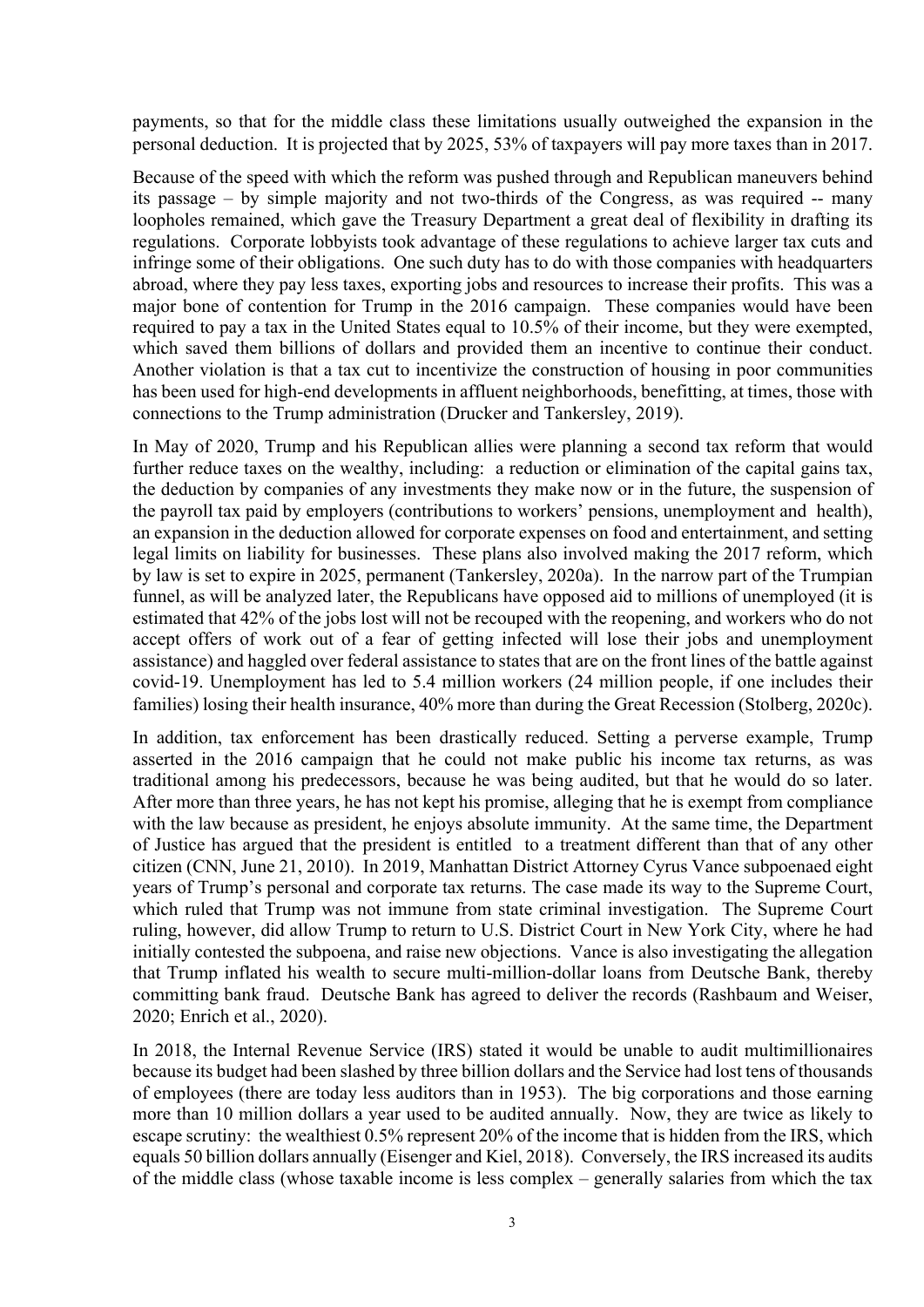payments, so that for the middle class these limitations usually outweighed the expansion in the personal deduction. It is projected that by 2025, 53% of taxpayers will pay more taxes than in 2017.

Because of the speed with which the reform was pushed through and Republican maneuvers behind its passage – by simple majority and not two-thirds of the Congress, as was required -- many loopholes remained, which gave the Treasury Department a great deal of flexibility in drafting its regulations. Corporate lobbyists took advantage of these regulations to achieve larger tax cuts and infringe some of their obligations. One such duty has to do with those companies with headquarters abroad, where they pay less taxes, exporting jobs and resources to increase their profits. This was a major bone of contention for Trump in the 2016 campaign. These companies would have been required to pay a tax in the United States equal to 10.5% of their income, but they were exempted, which saved them billions of dollars and provided them an incentive to continue their conduct. Another violation is that a tax cut to incentivize the construction of housing in poor communities has been used for high-end developments in affluent neighborhoods, benefitting, at times, those with connections to the Trump administration (Drucker and Tankersley, 2019).

In May of 2020, Trump and his Republican allies were planning a second tax reform that would further reduce taxes on the wealthy, including: a reduction or elimination of the capital gains tax, the deduction by companies of any investments they make now or in the future, the suspension of the payroll tax paid by employers (contributions to workers' pensions, unemployment and health), an expansion in the deduction allowed for corporate expenses on food and entertainment, and setting legal limits on liability for businesses. These plans also involved making the 2017 reform, which by law is set to expire in 2025, permanent (Tankersley, 2020a). In the narrow part of the Trumpian funnel, as will be analyzed later, the Republicans have opposed aid to millions of unemployed (it is estimated that 42% of the jobs lost will not be recouped with the reopening, and workers who do not accept offers of work out of a fear of getting infected will lose their jobs and unemployment assistance) and haggled over federal assistance to states that are on the front lines of the battle against covid-19. Unemployment has led to 5.4 million workers (24 million people, if one includes their families) losing their health insurance, 40% more than during the Great Recession (Stolberg, 2020c).

In addition, tax enforcement has been drastically reduced. Setting a perverse example, Trump asserted in the 2016 campaign that he could not make public his income tax returns, as was traditional among his predecessors, because he was being audited, but that he would do so later. After more than three years, he has not kept his promise, alleging that he is exempt from compliance with the law because as president, he enjoys absolute immunity. At the same time, the Department of Justice has argued that the president is entitled to a treatment different than that of any other citizen (CNN, June 21, 2010). In 2019, Manhattan District Attorney Cyrus Vance subpoenaed eight years of Trump's personal and corporate tax returns. The case made its way to the Supreme Court, which ruled that Trump was not immune from state criminal investigation. The Supreme Court ruling, however, did allow Trump to return to U.S. District Court in New York City, where he had initially contested the subpoena, and raise new objections. Vance is also investigating the allegation that Trump inflated his wealth to secure multi-million-dollar loans from Deutsche Bank, thereby committing bank fraud. Deutsche Bank has agreed to deliver the records (Rashbaum and Weiser, 2020; Enrich et al., 2020).

In 2018, the Internal Revenue Service (IRS) stated it would be unable to audit multimillionaires because its budget had been slashed by three billion dollars and the Service had lost tens of thousands of employees (there are today less auditors than in 1953). The big corporations and those earning more than 10 million dollars a year used to be audited annually. Now, they are twice as likely to escape scrutiny: the wealthiest 0.5% represent 20% of the income that is hidden from the IRS, which equals 50 billion dollars annually (Eisenger and Kiel, 2018). Conversely, the IRS increased its audits of the middle class (whose taxable income is less complex – generally salaries from which the tax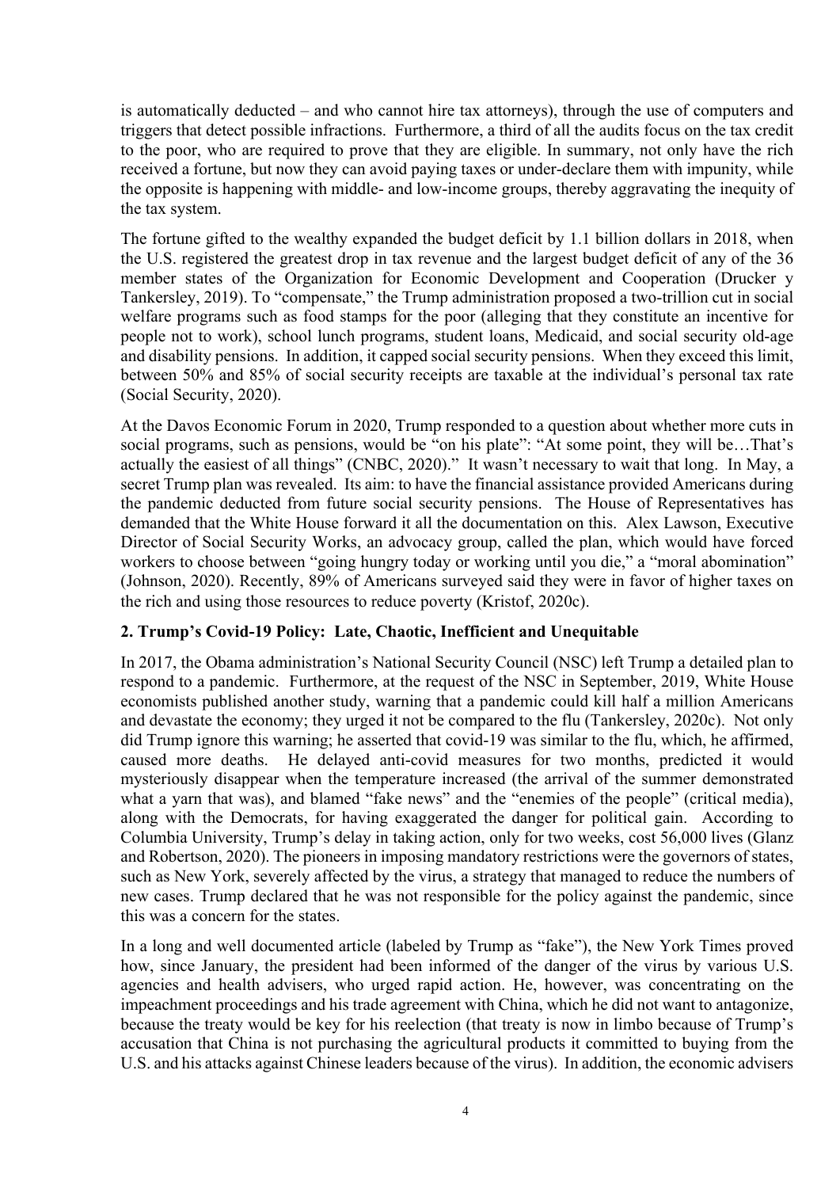is automatically deducted – and who cannot hire tax attorneys), through the use of computers and triggers that detect possible infractions. Furthermore, a third of all the audits focus on the tax credit to the poor, who are required to prove that they are eligible. In summary, not only have the rich received a fortune, but now they can avoid paying taxes or under-declare them with impunity, while the opposite is happening with middle- and low-income groups, thereby aggravating the inequity of the tax system.

The fortune gifted to the wealthy expanded the budget deficit by 1.1 billion dollars in 2018, when the U.S. registered the greatest drop in tax revenue and the largest budget deficit of any of the 36 member states of the Organization for Economic Development and Cooperation (Drucker y Tankersley, 2019). To "compensate," the Trump administration proposed a two-trillion cut in social welfare programs such as food stamps for the poor (alleging that they constitute an incentive for people not to work), school lunch programs, student loans, Medicaid, and social security old-age and disability pensions. In addition, it capped social security pensions. When they exceed this limit, between 50% and 85% of social security receipts are taxable at the individual's personal tax rate (Social Security, 2020).

At the Davos Economic Forum in 2020, Trump responded to a question about whether more cuts in social programs, such as pensions, would be "on his plate": "At some point, they will be…That's actually the easiest of all things" (CNBC, 2020)." It wasn't necessary to wait that long. In May, a secret Trump plan was revealed. Its aim: to have the financial assistance provided Americans during the pandemic deducted from future social security pensions. The House of Representatives has demanded that the White House forward it all the documentation on this. Alex Lawson, Executive Director of Social Security Works, an advocacy group, called the plan, which would have forced workers to choose between "going hungry today or working until you die," a "moral abomination" (Johnson, 2020). Recently, 89% of Americans surveyed said they were in favor of higher taxes on the rich and using those resources to reduce poverty (Kristof, 2020c).

## 2. Trump's Covid-19 Policy: Late, Chaotic, Inefficient and Unequitable

In 2017, the Obama administration's National Security Council (NSC) left Trump a detailed plan to respond to a pandemic. Furthermore, at the request of the NSC in September, 2019, White House economists published another study, warning that a pandemic could kill half a million Americans and devastate the economy; they urged it not be compared to the flu (Tankersley, 2020c). Not only did Trump ignore this warning; he asserted that covid-19 was similar to the flu, which, he affirmed, caused more deaths. He delayed anti-covid measures for two months, predicted it would mysteriously disappear when the temperature increased (the arrival of the summer demonstrated what a yarn that was), and blamed "fake news" and the "enemies of the people" (critical media), along with the Democrats, for having exaggerated the danger for political gain. According to Columbia University, Trump's delay in taking action, only for two weeks, cost 56,000 lives (Glanz and Robertson, 2020). The pioneers in imposing mandatory restrictions were the governors of states, such as New York, severely affected by the virus, a strategy that managed to reduce the numbers of new cases. Trump declared that he was not responsible for the policy against the pandemic, since this was a concern for the states.

In a long and well documented article (labeled by Trump as "fake"), the New York Times proved how, since January, the president had been informed of the danger of the virus by various U.S. agencies and health advisers, who urged rapid action. He, however, was concentrating on the impeachment proceedings and his trade agreement with China, which he did not want to antagonize, because the treaty would be key for his reelection (that treaty is now in limbo because of Trump's accusation that China is not purchasing the agricultural products it committed to buying from the U.S. and his attacks against Chinese leaders because of the virus). In addition, the economic advisers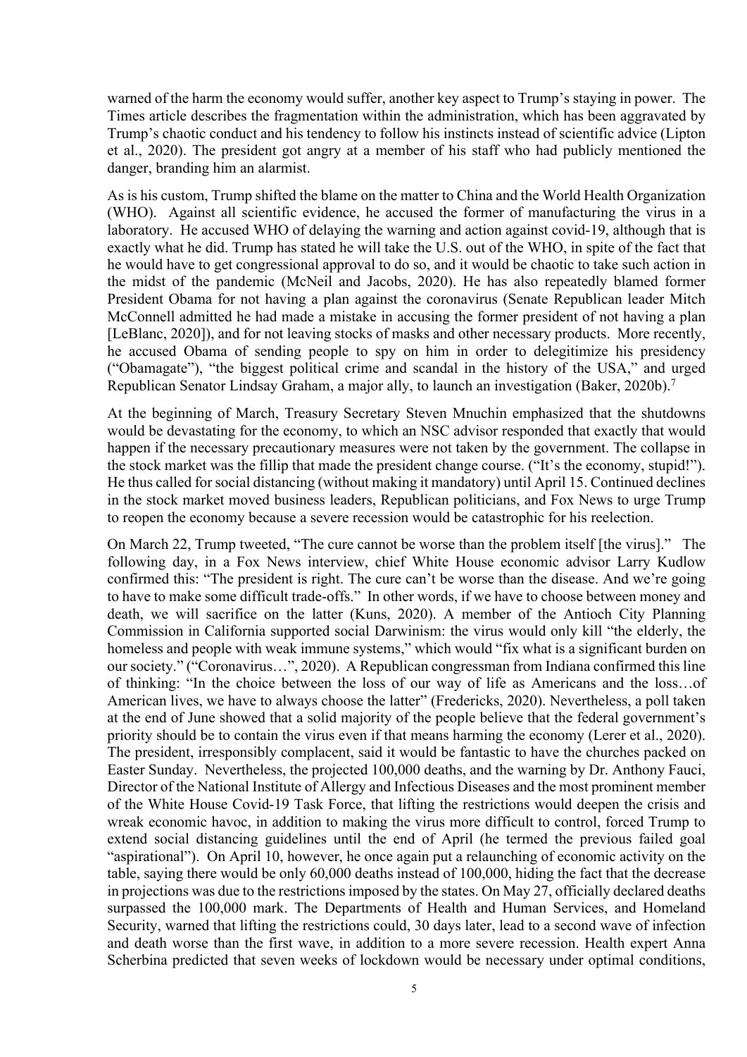warned of the harm the economy would suffer, another key aspect to Trump's staying in power. The Times article describes the fragmentation within the administration, which has been aggravated by Trump's chaotic conduct and his tendency to follow his instincts instead of scientific advice (Lipton et al., 2020). The president got angry at a member of his staff who had publicly mentioned the danger, branding him an alarmist.

As is his custom, Trump shifted the blame on the matter to China and the World Health Organization (WHO). Against all scientific evidence, he accused the former of manufacturing the virus in a laboratory. He accused WHO of delaying the warning and action against covid-19, although that is exactly what he did. Trump has stated he will take the U.S. out of the WHO, in spite of the fact that he would have to get congressional approval to do so, and it would be chaotic to take such action in the midst of the pandemic (McNeil and Jacobs, 2020). He has also repeatedly blamed former President Obama for not having a plan against the coronavirus (Senate Republican leader Mitch McConnell admitted he had made a mistake in accusing the former president of not having a plan [LeBlanc, 2020]), and for not leaving stocks of masks and other necessary products. More recently, he accused Obama of sending people to spy on him in order to delegitimize his presidency ("Obamagate"), "the biggest political crime and scandal in the history of the USA," and urged Republican Senator Lindsay Graham, a major ally, to launch an investigation (Baker, 2020b).[7]

At the beginning of March, Treasury Secretary Steven Mnuchin emphasized that the shutdowns would be devastating for the economy, to which an NSC advisor responded that exactly that would happen if the necessary precautionary measures were not taken by the government. The collapse in the stock market was the fillip that made the president change course. ("It's the economy, stupid!"). He thus called for social distancing (without making it mandatory) until April 15. Continued declines in the stock market moved business leaders, Republican politicians, and Fox News to urge Trump to reopen the economy because a severe recession would be catastrophic for his reelection.

On March 22, Trump tweeted, "The cure cannot be worse than the problem itself [the virus]." The following day, in a Fox News interview, chief White House economic advisor Larry Kudlow confirmed this: "The president is right. The cure can't be worse than the disease. And we're going to have to make some difficult trade-offs." In other words, if we have to choose between money and death, we will sacrifice on the latter (Kuns, 2020). A member of the Antioch City Planning Commission in California supported social Darwinism: the virus would only kill "the elderly, the homeless and people with weak immune systems," which would "fix what is a significant burden on our society." ("Coronavirus…", 2020). A Republican congressman from Indiana confirmed this line of thinking: "In the choice between the loss of our way of life as Americans and the loss…of American lives, we have to always choose the latter" (Fredericks, 2020). Nevertheless, a poll taken at the end of June showed that a solid majority of the people believe that the federal government's priority should be to contain the virus even if that means harming the economy (Lerer et al., 2020). The president, irresponsibly complacent, said it would be fantastic to have the churches packed on Easter Sunday. Nevertheless, the projected 100,000 deaths, and the warning by Dr. Anthony Fauci, Director of the National Institute of Allergy and Infectious Diseases and the most prominent member of the White House Covid-19 Task Force, that lifting the restrictions would deepen the crisis and wreak economic havoc, in addition to making the virus more difficult to control, forced Trump to extend social distancing guidelines until the end of April (he termed the previous failed goal "aspirational"). On April 10, however, he once again put a relaunching of economic activity on the table, saying there would be only 60,000 deaths instead of 100,000, hiding the fact that the decrease in projections was due to the restrictions imposed by the states. On May 27, officially declared deaths surpassed the 100,000 mark. The Departments of Health and Human Services, and Homeland Security, warned that lifting the restrictions could, 30 days later, lead to a second wave of infection and death worse than the first wave, in addition to a more severe recession. Health expert Anna Scherbina predicted that seven weeks of lockdown would be necessary under optimal conditions,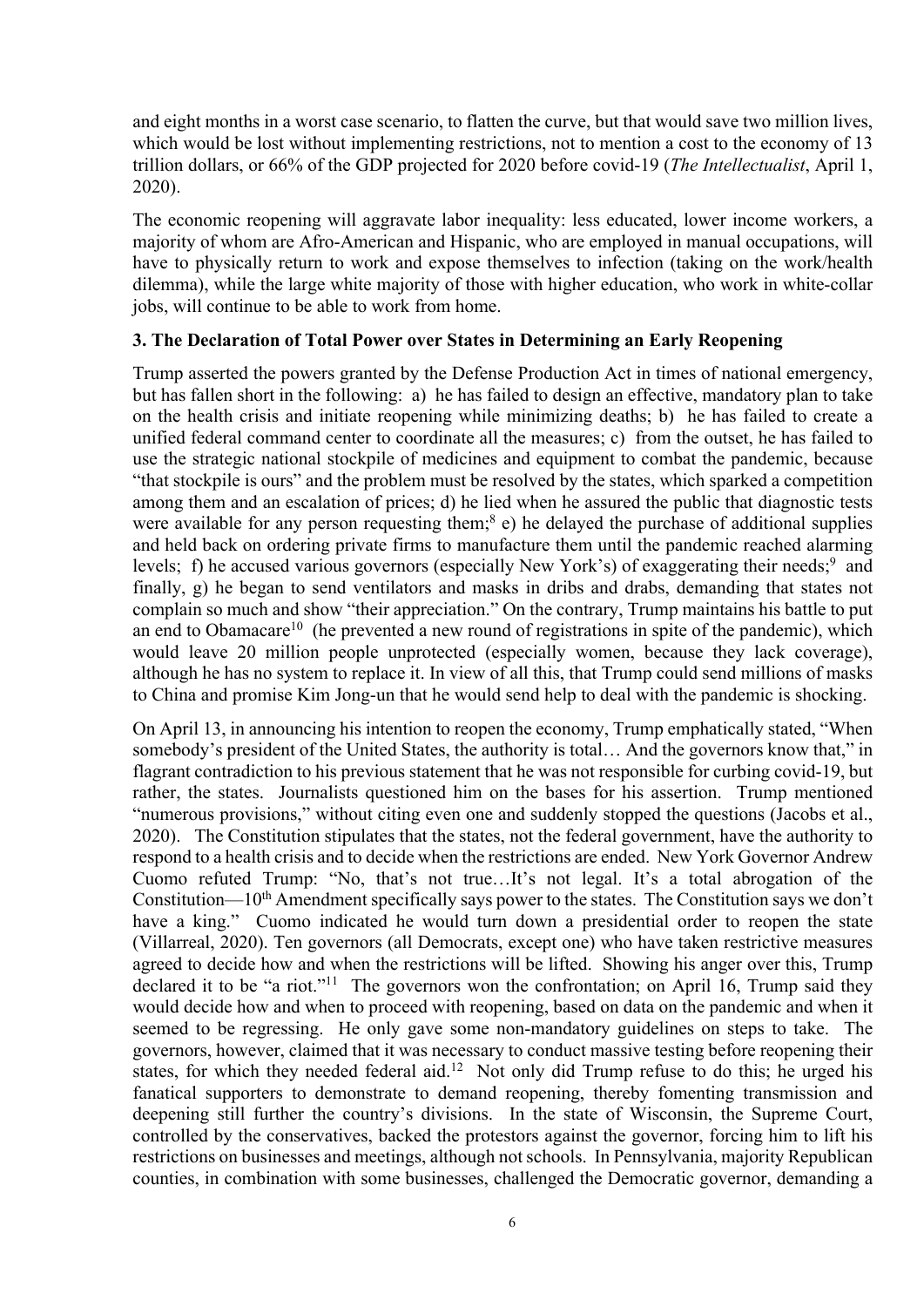and eight months in a worst case scenario, to flatten the curve, but that would save two million lives, which would be lost without implementing restrictions, not to mention a cost to the economy of 13 trillion dollars, or 66% of the GDP projected for 2020 before covid-19 (*The Intellectualist*, April 1, 2020).

The economic reopening will aggravate labor inequality: less educated, lower income workers, a majority of whom are Afro-American and Hispanic, who are employed in manual occupations, will have to physically return to work and expose themselves to infection (taking on the work/health dilemma), while the large white majority of those with higher education, who work in white-collar jobs, will continue to be able to work from home.

### 3. The Declaration of Total Power over States in Determining an Early Reopening

Trump asserted the powers granted by the Defense Production Act in times of national emergency, but has fallen short in the following: a) he has failed to design an effective, mandatory plan to take on the health crisis and initiate reopening while minimizing deaths; b) he has failed to create a unified federal command center to coordinate all the measures; c) from the outset, he has failed to use the strategic national stockpile of medicines and equipment to combat the pandemic, because "that stockpile is ours" and the problem must be resolved by the states, which sparked a competition among them and an escalation of prices; d) he lied when he assured the public that diagnostic tests were available for any person requesting them;[8] e) he delayed the purchase of additional supplies and held back on ordering private firms to manufacture them until the pandemic reached alarming levels; f) he accused various governors (especially New York's) of exaggerating their needs;[9] and finally, g) he began to send ventilators and masks in dribs and drabs, demanding that states not complain so much and show "their appreciation." On the contrary, Trump maintains his battle to put an end to Obamacare[10] (he prevented a new round of registrations in spite of the pandemic), which would leave 20 million people unprotected (especially women, because they lack coverage), although he has no system to replace it. In view of all this, that Trump could send millions of masks to China and promise Kim Jong-un that he would send help to deal with the pandemic is shocking.

On April 13, in announcing his intention to reopen the economy, Trump emphatically stated, "When somebody's president of the United States, the authority is total… And the governors know that," in flagrant contradiction to his previous statement that he was not responsible for curbing covid-19, but rather, the states. Journalists questioned him on the bases for his assertion. Trump mentioned "numerous provisions," without citing even one and suddenly stopped the questions (Jacobs et al., 2020). The Constitution stipulates that the states, not the federal government, have the authority to respond to a health crisis and to decide when the restrictions are ended. New York Governor Andrew Cuomo refuted Trump: "No, that's not true…It's not legal. It's a total abrogation of the Constitution—10th Amendment specifically says power to the states. The Constitution says we don't have a king." Cuomo indicated he would turn down a presidential order to reopen the state (Villarreal, 2020). Ten governors (all Democrats, except one) who have taken restrictive measures agreed to decide how and when the restrictions will be lifted. Showing his anger over this, Trump declared it to be "a riot."[11] The governors won the confrontation; on April 16, Trump said they would decide how and when to proceed with reopening, based on data on the pandemic and when it seemed to be regressing. He only gave some non-mandatory guidelines on steps to take. The governors, however, claimed that it was necessary to conduct massive testing before reopening their states, for which they needed federal aid.[12] Not only did Trump refuse to do this; he urged his fanatical supporters to demonstrate to demand reopening, thereby fomenting transmission and deepening still further the country's divisions. In the state of Wisconsin, the Supreme Court, controlled by the conservatives, backed the protestors against the governor, forcing him to lift his restrictions on businesses and meetings, although not schools. In Pennsylvania, majority Republican counties, in combination with some businesses, challenged the Democratic governor, demanding a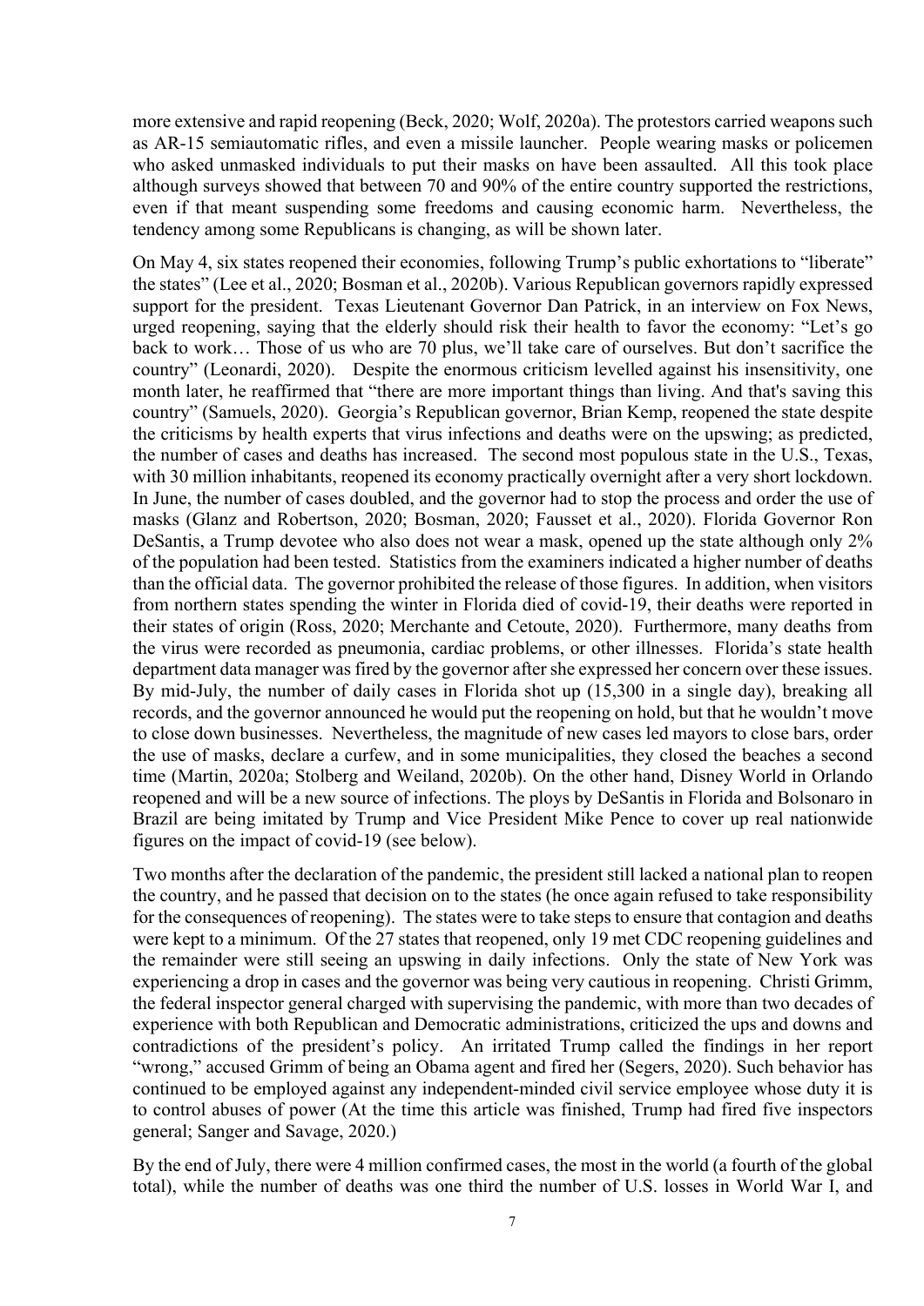more extensive and rapid reopening (Beck, 2020; Wolf, 2020a). The protestors carried weapons such as AR-15 semiautomatic rifles, and even a missile launcher. People wearing masks or policemen who asked unmasked individuals to put their masks on have been assaulted. All this took place although surveys showed that between 70 and 90% of the entire country supported the restrictions, even if that meant suspending some freedoms and causing economic harm. Nevertheless, the tendency among some Republicans is changing, as will be shown later.

On May 4, six states reopened their economies, following Trump's public exhortations to "liberate" the states" (Lee et al., 2020; Bosman et al., 2020b). Various Republican governors rapidly expressed support for the president. Texas Lieutenant Governor Dan Patrick, in an interview on Fox News, urged reopening, saying that the elderly should risk their health to favor the economy: "Let's go back to work… Those of us who are 70 plus, we'll take care of ourselves. But don't sacrifice the country" (Leonardi, 2020). Despite the enormous criticism levelled against his insensitivity, one month later, he reaffirmed that "there are more important things than living. And that's saving this country" (Samuels, 2020). Georgia's Republican governor, Brian Kemp, reopened the state despite the criticisms by health experts that virus infections and deaths were on the upswing; as predicted, the number of cases and deaths has increased. The second most populous state in the U.S., Texas, with 30 million inhabitants, reopened its economy practically overnight after a very short lockdown. In June, the number of cases doubled, and the governor had to stop the process and order the use of masks (Glanz and Robertson, 2020; Bosman, 2020; Fausset et al., 2020). Florida Governor Ron DeSantis, a Trump devotee who also does not wear a mask, opened up the state although only 2% of the population had been tested. Statistics from the examiners indicated a higher number of deaths than the official data. The governor prohibited the release of those figures. In addition, when visitors from northern states spending the winter in Florida died of covid-19, their deaths were reported in their states of origin (Ross, 2020; Merchante and Cetoute, 2020). Furthermore, many deaths from the virus were recorded as pneumonia, cardiac problems, or other illnesses. Florida's state health department data manager was fired by the governor after she expressed her concern over these issues. By mid-July, the number of daily cases in Florida shot up (15,300 in a single day), breaking all records, and the governor announced he would put the reopening on hold, but that he wouldn't move to close down businesses. Nevertheless, the magnitude of new cases led mayors to close bars, order the use of masks, declare a curfew, and in some municipalities, they closed the beaches a second time (Martin, 2020a; Stolberg and Weiland, 2020b). On the other hand, Disney World in Orlando reopened and will be a new source of infections. The ploys by DeSantis in Florida and Bolsonaro in Brazil are being imitated by Trump and Vice President Mike Pence to cover up real nationwide figures on the impact of covid-19 (see below).

Two months after the declaration of the pandemic, the president still lacked a national plan to reopen the country, and he passed that decision on to the states (he once again refused to take responsibility for the consequences of reopening). The states were to take steps to ensure that contagion and deaths were kept to a minimum. Of the 27 states that reopened, only 19 met CDC reopening guidelines and the remainder were still seeing an upswing in daily infections. Only the state of New York was experiencing a drop in cases and the governor was being very cautious in reopening. Christi Grimm, the federal inspector general charged with supervising the pandemic, with more than two decades of experience with both Republican and Democratic administrations, criticized the ups and downs and contradictions of the president's policy. An irritated Trump called the findings in her report "wrong," accused Grimm of being an Obama agent and fired her (Segers, 2020). Such behavior has continued to be employed against any independent-minded civil service employee whose duty it is to control abuses of power (At the time this article was finished, Trump had fired five inspectors general; Sanger and Savage, 2020.)

By the end of July, there were 4 million confirmed cases, the most in the world (a fourth of the global total), while the number of deaths was one third the number of U.S. losses in World War I, and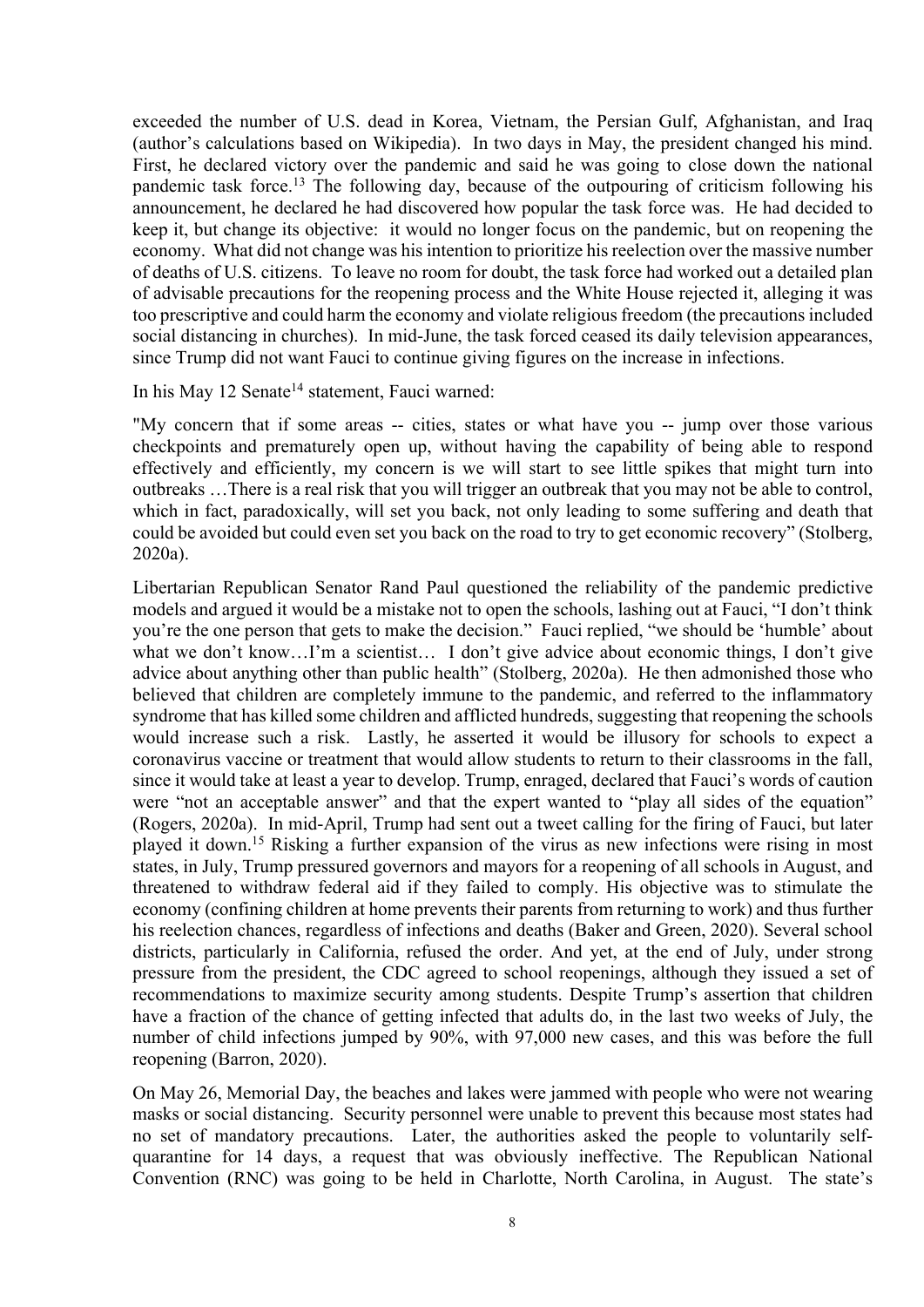exceeded the number of U.S. dead in Korea, Vietnam, the Persian Gulf, Afghanistan, and Iraq (author's calculations based on Wikipedia). In two days in May, the president changed his mind. First, he declared victory over the pandemic and said he was going to close down the national pandemic task force.[13] The following day, because of the outpouring of criticism following his announcement, he declared he had discovered how popular the task force was. He had decided to keep it, but change its objective: it would no longer focus on the pandemic, but on reopening the economy. What did not change was his intention to prioritize his reelection over the massive number of deaths of U.S. citizens. To leave no room for doubt, the task force had worked out a detailed plan of advisable precautions for the reopening process and the White House rejected it, alleging it was too prescriptive and could harm the economy and violate religious freedom (the precautions included social distancing in churches). In mid-June, the task forced ceased its daily television appearances, since Trump did not want Fauci to continue giving figures on the increase in infections.

In his May 12 Senate[14] statement, Fauci warned:

"My concern that if some areas -- cities, states or what have you -- jump over those various checkpoints and prematurely open up, without having the capability of being able to respond effectively and efficiently, my concern is we will start to see little spikes that might turn into outbreaks …There is a real risk that you will trigger an outbreak that you may not be able to control, which in fact, paradoxically, will set you back, not only leading to some suffering and death that could be avoided but could even set you back on the road to try to get economic recovery" (Stolberg, 2020a).

Libertarian Republican Senator Rand Paul questioned the reliability of the pandemic predictive models and argued it would be a mistake not to open the schools, lashing out at Fauci, "I don't think you're the one person that gets to make the decision." Fauci replied, "we should be 'humble' about what we don't know…I'm a scientist… I don't give advice about economic things, I don't give advice about anything other than public health" (Stolberg, 2020a). He then admonished those who believed that children are completely immune to the pandemic, and referred to the inflammatory syndrome that has killed some children and afflicted hundreds, suggesting that reopening the schools would increase such a risk. Lastly, he asserted it would be illusory for schools to expect a coronavirus vaccine or treatment that would allow students to return to their classrooms in the fall, since it would take at least a year to develop. Trump, enraged, declared that Fauci's words of caution were "not an acceptable answer" and that the expert wanted to "play all sides of the equation" (Rogers, 2020a). In mid-April, Trump had sent out a tweet calling for the firing of Fauci, but later played it down.[15] Risking a further expansion of the virus as new infections were rising in most states, in July, Trump pressured governors and mayors for a reopening of all schools in August, and threatened to withdraw federal aid if they failed to comply. His objective was to stimulate the economy (confining children at home prevents their parents from returning to work) and thus further his reelection chances, regardless of infections and deaths (Baker and Green, 2020). Several school districts, particularly in California, refused the order. And yet, at the end of July, under strong pressure from the president, the CDC agreed to school reopenings, although they issued a set of recommendations to maximize security among students. Despite Trump's assertion that children have a fraction of the chance of getting infected that adults do, in the last two weeks of July, the number of child infections jumped by 90%, with 97,000 new cases, and this was before the full reopening (Barron, 2020).

On May 26, Memorial Day, the beaches and lakes were jammed with people who were not wearing masks or social distancing. Security personnel were unable to prevent this because most states had no set of mandatory precautions. Later, the authorities asked the people to voluntarily self-quarantine for 14 days, a request that was obviously ineffective. The Republican National Convention (RNC) was going to be held in Charlotte, North Carolina, in August. The state's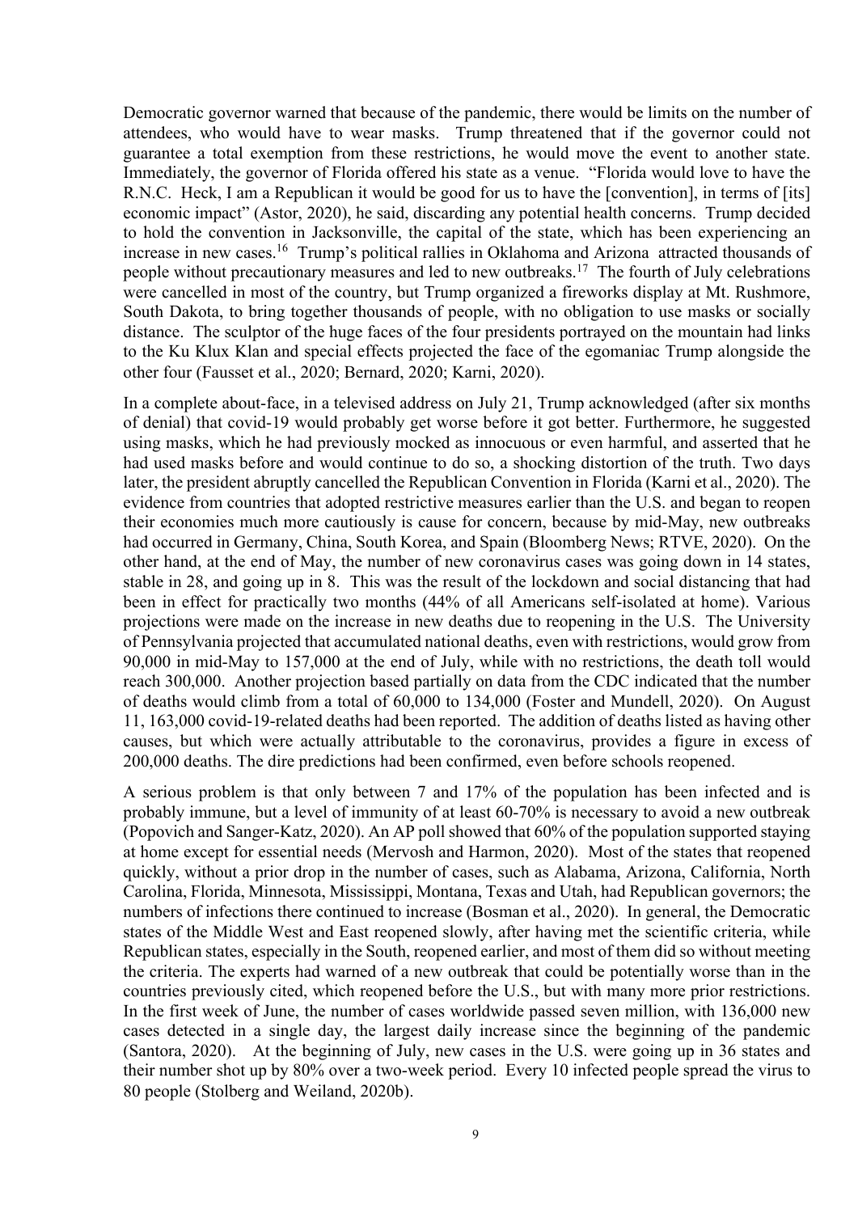Democratic governor warned that because of the pandemic, there would be limits on the number of attendees, who would have to wear masks. Trump threatened that if the governor could not guarantee a total exemption from these restrictions, he would move the event to another state. Immediately, the governor of Florida offered his state as a venue. "Florida would love to have the R.N.C. Heck, I am a Republican it would be good for us to have the [convention], in terms of [its] economic impact" (Astor, 2020), he said, discarding any potential health concerns. Trump decided to hold the convention in Jacksonville, the capital of the state, which has been experiencing an increase in new cases.[16] Trump's political rallies in Oklahoma and Arizona attracted thousands of people without precautionary measures and led to new outbreaks.[17] The fourth of July celebrations were cancelled in most of the country, but Trump organized a fireworks display at Mt. Rushmore, South Dakota, to bring together thousands of people, with no obligation to use masks or socially distance. The sculptor of the huge faces of the four presidents portrayed on the mountain had links to the Ku Klux Klan and special effects projected the face of the egomaniac Trump alongside the other four (Fausset et al., 2020; Bernard, 2020; Karni, 2020).

In a complete about-face, in a televised address on July 21, Trump acknowledged (after six months of denial) that covid-19 would probably get worse before it got better. Furthermore, he suggested using masks, which he had previously mocked as innocuous or even harmful, and asserted that he had used masks before and would continue to do so, a shocking distortion of the truth. Two days later, the president abruptly cancelled the Republican Convention in Florida (Karni et al., 2020). The evidence from countries that adopted restrictive measures earlier than the U.S. and began to reopen their economies much more cautiously is cause for concern, because by mid-May, new outbreaks had occurred in Germany, China, South Korea, and Spain (Bloomberg News; RTVE, 2020). On the other hand, at the end of May, the number of new coronavirus cases was going down in 14 states, stable in 28, and going up in 8. This was the result of the lockdown and social distancing that had been in effect for practically two months (44% of all Americans self-isolated at home). Various projections were made on the increase in new deaths due to reopening in the U.S. The University of Pennsylvania projected that accumulated national deaths, even with restrictions, would grow from 90,000 in mid-May to 157,000 at the end of July, while with no restrictions, the death toll would reach 300,000. Another projection based partially on data from the CDC indicated that the number of deaths would climb from a total of 60,000 to 134,000 (Foster and Mundell, 2020). On August 11, 163,000 covid-19-related deaths had been reported. The addition of deaths listed as having other causes, but which were actually attributable to the coronavirus, provides a figure in excess of 200,000 deaths. The dire predictions had been confirmed, even before schools reopened.

A serious problem is that only between 7 and 17% of the population has been infected and is probably immune, but a level of immunity of at least 60-70% is necessary to avoid a new outbreak (Popovich and Sanger-Katz, 2020). An AP poll showed that 60% of the population supported staying at home except for essential needs (Mervosh and Harmon, 2020). Most of the states that reopened quickly, without a prior drop in the number of cases, such as Alabama, Arizona, California, North Carolina, Florida, Minnesota, Mississippi, Montana, Texas and Utah, had Republican governors; the numbers of infections there continued to increase (Bosman et al., 2020). In general, the Democratic states of the Middle West and East reopened slowly, after having met the scientific criteria, while Republican states, especially in the South, reopened earlier, and most of them did so without meeting the criteria. The experts had warned of a new outbreak that could be potentially worse than in the countries previously cited, which reopened before the U.S., but with many more prior restrictions. In the first week of June, the number of cases worldwide passed seven million, with 136,000 new cases detected in a single day, the largest daily increase since the beginning of the pandemic (Santora, 2020). At the beginning of July, new cases in the U.S. were going up in 36 states and their number shot up by 80% over a two-week period. Every 10 infected people spread the virus to 80 people (Stolberg and Weiland, 2020b).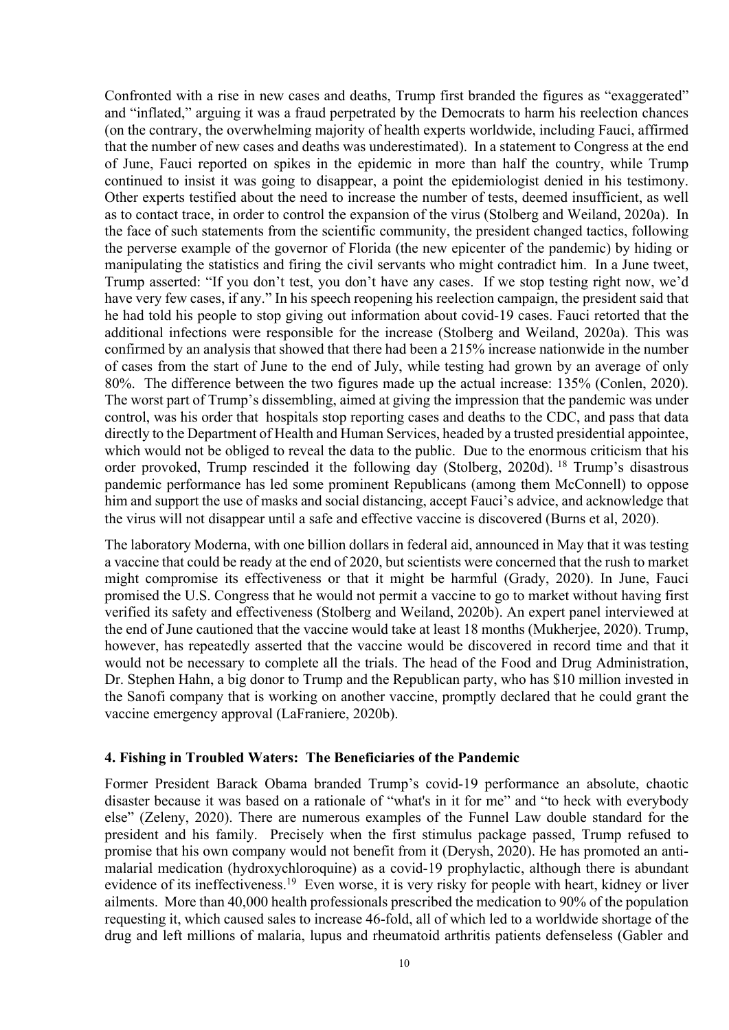Confronted with a rise in new cases and deaths, Trump first branded the figures as "exaggerated" and "inflated," arguing it was a fraud perpetrated by the Democrats to harm his reelection chances (on the contrary, the overwhelming majority of health experts worldwide, including Fauci, affirmed that the number of new cases and deaths was underestimated). In a statement to Congress at the end of June, Fauci reported on spikes in the epidemic in more than half the country, while Trump continued to insist it was going to disappear, a point the epidemiologist denied in his testimony. Other experts testified about the need to increase the number of tests, deemed insufficient, as well as to contact trace, in order to control the expansion of the virus (Stolberg and Weiland, 2020a). In the face of such statements from the scientific community, the president changed tactics, following the perverse example of the governor of Florida (the new epicenter of the pandemic) by hiding or manipulating the statistics and firing the civil servants who might contradict him. In a June tweet, Trump asserted: "If you don't test, you don't have any cases. If we stop testing right now, we'd have very few cases, if any." In his speech reopening his reelection campaign, the president said that he had told his people to stop giving out information about covid-19 cases. Fauci retorted that the additional infections were responsible for the increase (Stolberg and Weiland, 2020a). This was confirmed by an analysis that showed that there had been a 215% increase nationwide in the number of cases from the start of June to the end of July, while testing had grown by an average of only 80%. The difference between the two figures made up the actual increase: 135% (Conlen, 2020). The worst part of Trump's dissembling, aimed at giving the impression that the pandemic was under control, was his order that hospitals stop reporting cases and deaths to the CDC, and pass that data directly to the Department of Health and Human Services, headed by a trusted presidential appointee, which would not be obliged to reveal the data to the public. Due to the enormous criticism that his order provoked, Trump rescinded it the following day (Stolberg, 2020d). [18] Trump's disastrous pandemic performance has led some prominent Republicans (among them McConnell) to oppose him and support the use of masks and social distancing, accept Fauci's advice, and acknowledge that the virus will not disappear until a safe and effective vaccine is discovered (Burns et al, 2020).

The laboratory Moderna, with one billion dollars in federal aid, announced in May that it was testing a vaccine that could be ready at the end of 2020, but scientists were concerned that the rush to market might compromise its effectiveness or that it might be harmful (Grady, 2020). In June, Fauci promised the U.S. Congress that he would not permit a vaccine to go to market without having first verified its safety and effectiveness (Stolberg and Weiland, 2020b). An expert panel interviewed at the end of June cautioned that the vaccine would take at least 18 months (Mukherjee, 2020). Trump, however, has repeatedly asserted that the vaccine would be discovered in record time and that it would not be necessary to complete all the trials. The head of the Food and Drug Administration, Dr. Stephen Hahn, a big donor to Trump and the Republican party, who has $10 million invested in the Sanofi company that is working on another vaccine, promptly declared that he could grant the vaccine emergency approval (LaFraniere, 2020b).

### 4. Fishing in Troubled Waters: The Beneficiaries of the Pandemic

Former President Barack Obama branded Trump's covid-19 performance an absolute, chaotic disaster because it was based on a rationale of "what's in it for me" and "to heck with everybody else" (Zeleny, 2020). There are numerous examples of the Funnel Law double standard for the president and his family. Precisely when the first stimulus package passed, Trump refused to promise that his own company would not benefit from it (Derysh, 2020). He has promoted an anti-malarial medication (hydroxychloroquine) as a covid-19 prophylactic, although there is abundant evidence of its ineffectiveness.[19] Even worse, it is very risky for people with heart, kidney or liver ailments. More than 40,000 health professionals prescribed the medication to 90% of the population requesting it, which caused sales to increase 46-fold, all of which led to a worldwide shortage of the drug and left millions of malaria, lupus and rheumatoid arthritis patients defenseless (Gabler and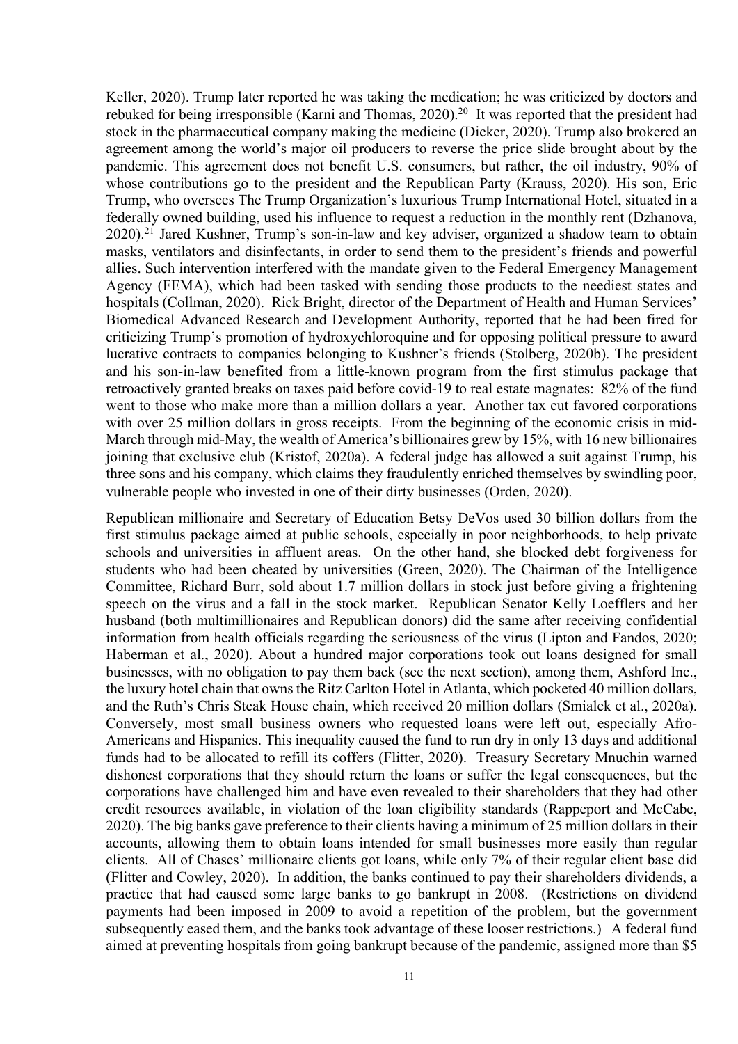Keller, 2020). Trump later reported he was taking the medication; he was criticized by doctors and rebuked for being irresponsible (Karni and Thomas, 2020).[20] It was reported that the president had stock in the pharmaceutical company making the medicine (Dicker, 2020). Trump also brokered an agreement among the world's major oil producers to reverse the price slide brought about by the pandemic. This agreement does not benefit U.S. consumers, but rather, the oil industry, 90% of whose contributions go to the president and the Republican Party (Krauss, 2020). His son, Eric Trump, who oversees The Trump Organization's luxurious Trump International Hotel, situated in a federally owned building, used his influence to request a reduction in the monthly rent (Dzhanova, 2020).[21] Jared Kushner, Trump's son-in-law and key adviser, organized a shadow team to obtain masks, ventilators and disinfectants, in order to send them to the president's friends and powerful allies. Such intervention interfered with the mandate given to the Federal Emergency Management Agency (FEMA), which had been tasked with sending those products to the neediest states and hospitals (Collman, 2020). Rick Bright, director of the Department of Health and Human Services' Biomedical Advanced Research and Development Authority, reported that he had been fired for criticizing Trump's promotion of hydroxychloroquine and for opposing political pressure to award lucrative contracts to companies belonging to Kushner's friends (Stolberg, 2020b). The president and his son-in-law benefited from a little-known program from the first stimulus package that retroactively granted breaks on taxes paid before covid-19 to real estate magnates: 82% of the fund went to those who make more than a million dollars a year. Another tax cut favored corporations with over 25 million dollars in gross receipts. From the beginning of the economic crisis in mid-March through mid-May, the wealth of America's billionaires grew by 15%, with 16 new billionaires joining that exclusive club (Kristof, 2020a). A federal judge has allowed a suit against Trump, his three sons and his company, which claims they fraudulently enriched themselves by swindling poor, vulnerable people who invested in one of their dirty businesses (Orden, 2020).

Republican millionaire and Secretary of Education Betsy DeVos used 30 billion dollars from the first stimulus package aimed at public schools, especially in poor neighborhoods, to help private schools and universities in affluent areas. On the other hand, she blocked debt forgiveness for students who had been cheated by universities (Green, 2020). The Chairman of the Intelligence Committee, Richard Burr, sold about 1.7 million dollars in stock just before giving a frightening speech on the virus and a fall in the stock market. Republican Senator Kelly Loefflers and her husband (both multimillionaires and Republican donors) did the same after receiving confidential information from health officials regarding the seriousness of the virus (Lipton and Fandos, 2020; Haberman et al., 2020). About a hundred major corporations took out loans designed for small businesses, with no obligation to pay them back (see the next section), among them, Ashford Inc., the luxury hotel chain that owns the Ritz Carlton Hotel in Atlanta, which pocketed 40 million dollars, and the Ruth's Chris Steak House chain, which received 20 million dollars (Smialek et al., 2020a). Conversely, most small business owners who requested loans were left out, especially Afro-Americans and Hispanics. This inequality caused the fund to run dry in only 13 days and additional funds had to be allocated to refill its coffers (Flitter, 2020). Treasury Secretary Mnuchin warned dishonest corporations that they should return the loans or suffer the legal consequences, but the corporations have challenged him and have even revealed to their shareholders that they had other credit resources available, in violation of the loan eligibility standards (Rappeport and McCabe, 2020). The big banks gave preference to their clients having a minimum of 25 million dollars in their accounts, allowing them to obtain loans intended for small businesses more easily than regular clients. All of Chases' millionaire clients got loans, while only 7% of their regular client base did (Flitter and Cowley, 2020). In addition, the banks continued to pay their shareholders dividends, a practice that had caused some large banks to go bankrupt in 2008. (Restrictions on dividend payments had been imposed in 2009 to avoid a repetition of the problem, but the government subsequently eased them, and the banks took advantage of these looser restrictions.) A federal fund aimed at preventing hospitals from going bankrupt because of the pandemic, assigned more than $5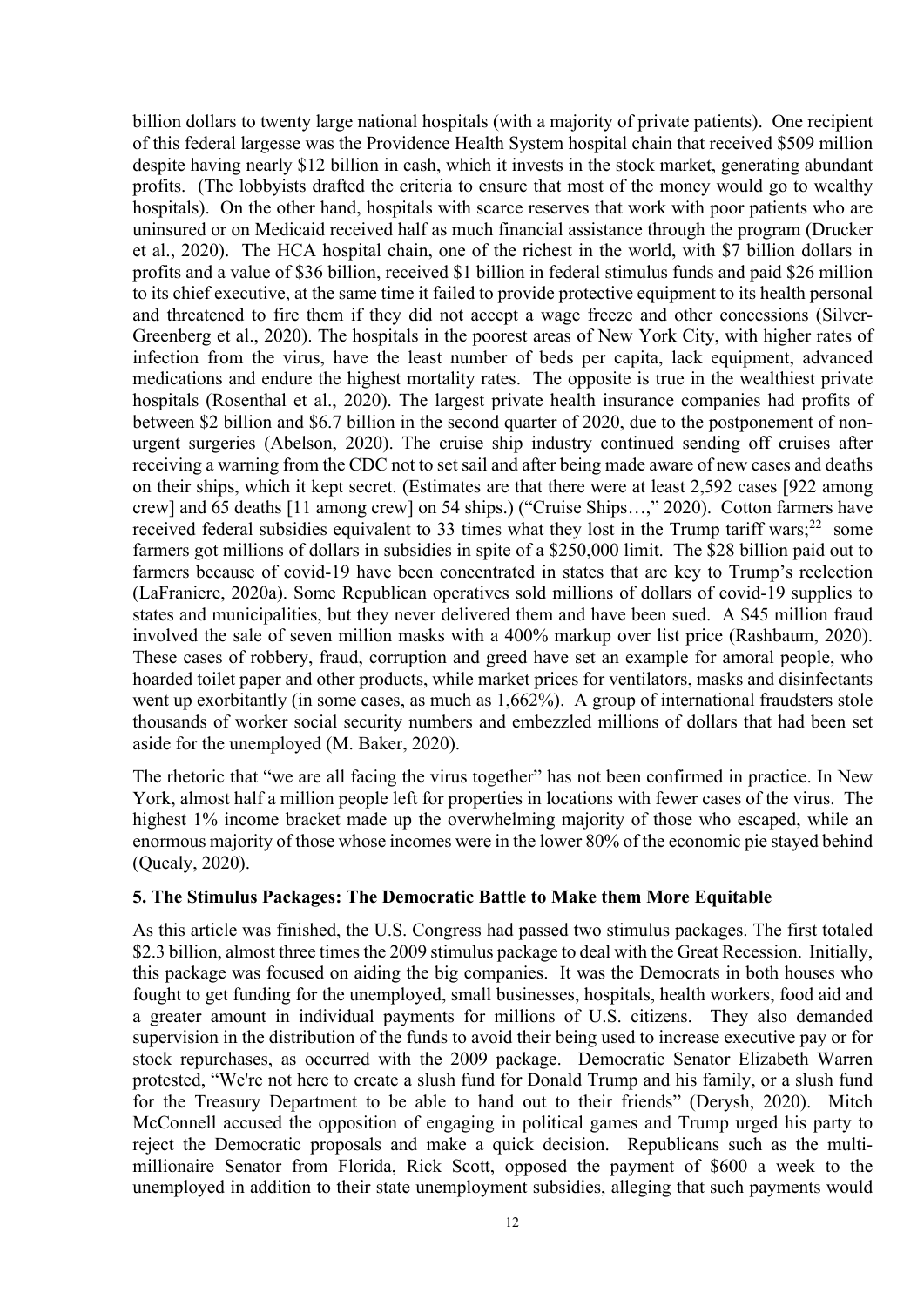billion dollars to twenty large national hospitals (with a majority of private patients). One recipient of this federal largesse was the Providence Health System hospital chain that received $509 million despite having nearly $12 billion in cash, which it invests in the stock market, generating abundant profits. (The lobbyists drafted the criteria to ensure that most of the money would go to wealthy hospitals). On the other hand, hospitals with scarce reserves that work with poor patients who are uninsured or on Medicaid received half as much financial assistance through the program (Drucker et al., 2020). The HCA hospital chain, one of the richest in the world, with $7 billion dollars in profits and a value of $36 billion, received $1 billion in federal stimulus funds and paid $26 million to its chief executive, at the same time it failed to provide protective equipment to its health personal and threatened to fire them if they did not accept a wage freeze and other concessions (Silver-Greenberg et al., 2020). The hospitals in the poorest areas of New York City, with higher rates of infection from the virus, have the least number of beds per capita, lack equipment, advanced medications and endure the highest mortality rates. The opposite is true in the wealthiest private hospitals (Rosenthal et al., 2020). The largest private health insurance companies had profits of between $2 billion and $6.7 billion in the second quarter of 2020, due to the postponement of non-urgent surgeries (Abelson, 2020). The cruise ship industry continued sending off cruises after receiving a warning from the CDC not to set sail and after being made aware of new cases and deaths on their ships, which it kept secret. (Estimates are that there were at least 2,592 cases [922 among crew] and 65 deaths [11 among crew] on 54 ships.) ("Cruise Ships…," 2020). Cotton farmers have received federal subsidies equivalent to 33 times what they lost in the Trump tariff wars;[22] some farmers got millions of dollars in subsidies in spite of a $250,000 limit. The $28 billion paid out to farmers because of covid-19 have been concentrated in states that are key to Trump's reelection (LaFraniere, 2020a). Some Republican operatives sold millions of dollars of covid-19 supplies to states and municipalities, but they never delivered them and have been sued. A $45 million fraud involved the sale of seven million masks with a 400% markup over list price (Rashbaum, 2020). These cases of robbery, fraud, corruption and greed have set an example for amoral people, who hoarded toilet paper and other products, while market prices for ventilators, masks and disinfectants went up exorbitantly (in some cases, as much as 1,662%). A group of international fraudsters stole thousands of worker social security numbers and embezzled millions of dollars that had been set aside for the unemployed (M. Baker, 2020).

The rhetoric that "we are all facing the virus together" has not been confirmed in practice. In New York, almost half a million people left for properties in locations with fewer cases of the virus. The highest 1% income bracket made up the overwhelming majority of those who escaped, while an enormous majority of those whose incomes were in the lower 80% of the economic pie stayed behind (Quealy, 2020).

### 5. The Stimulus Packages: The Democratic Battle to Make them More Equitable

As this article was finished, the U.S. Congress had passed two stimulus packages. The first totaled $2.3 billion, almost three times the 2009 stimulus package to deal with the Great Recession. Initially, this package was focused on aiding the big companies. It was the Democrats in both houses who fought to get funding for the unemployed, small businesses, hospitals, health workers, food aid and a greater amount in individual payments for millions of U.S. citizens. They also demanded supervision in the distribution of the funds to avoid their being used to increase executive pay or for stock repurchases, as occurred with the 2009 package. Democratic Senator Elizabeth Warren protested, "We're not here to create a slush fund for Donald Trump and his family, or a slush fund for the Treasury Department to be able to hand out to their friends" (Derysh, 2020). Mitch McConnell accused the opposition of engaging in political games and Trump urged his party to reject the Democratic proposals and make a quick decision. Republicans such as the multi-millionaire Senator from Florida, Rick Scott, opposed the payment of $600 a week to the unemployed in addition to their state unemployment subsidies, alleging that such payments would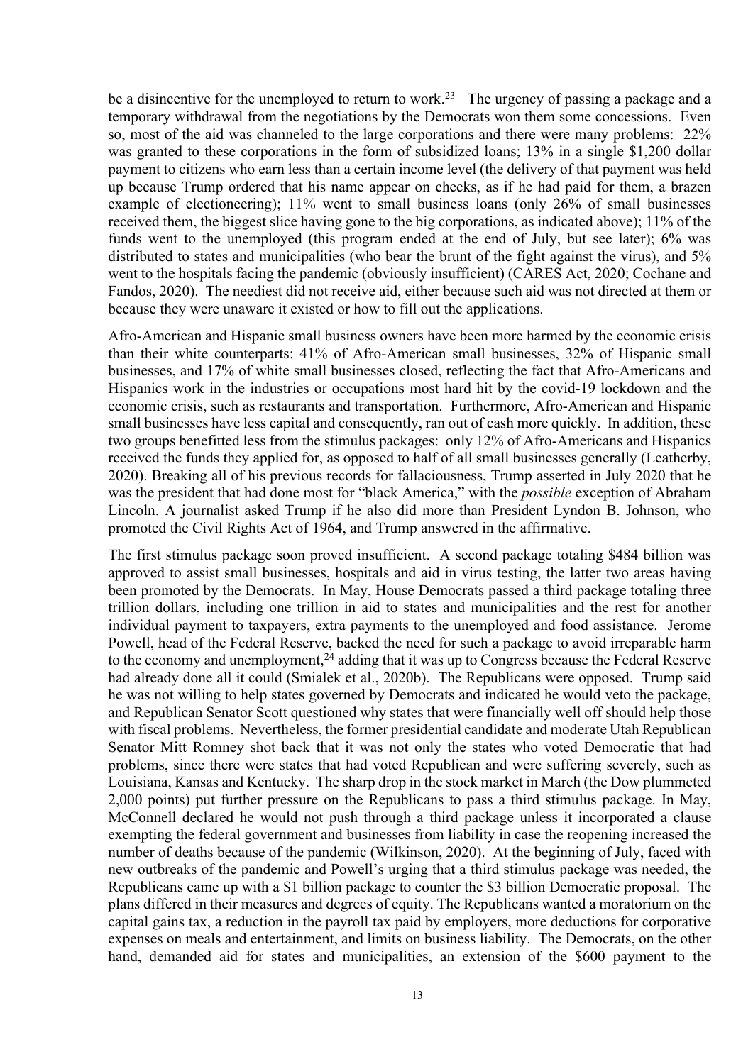be a disincentive for the unemployed to return to work.[23] The urgency of passing a package and a temporary withdrawal from the negotiations by the Democrats won them some concessions. Even so, most of the aid was channeled to the large corporations and there were many problems: 22% was granted to these corporations in the form of subsidized loans; 13% in a single $1,200 dollar payment to citizens who earn less than a certain income level (the delivery of that payment was held up because Trump ordered that his name appear on checks, as if he had paid for them, a brazen example of electioneering); 11% went to small business loans (only 26% of small businesses received them, the biggest slice having gone to the big corporations, as indicated above); 11% of the funds went to the unemployed (this program ended at the end of July, but see later); 6% was distributed to states and municipalities (who bear the brunt of the fight against the virus), and 5% went to the hospitals facing the pandemic (obviously insufficient) (CARES Act, 2020; Cochane and Fandos, 2020). The neediest did not receive aid, either because such aid was not directed at them or because they were unaware it existed or how to fill out the applications.

Afro-American and Hispanic small business owners have been more harmed by the economic crisis than their white counterparts: 41% of Afro-American small businesses, 32% of Hispanic small businesses, and 17% of white small businesses closed, reflecting the fact that Afro-Americans and Hispanics work in the industries or occupations most hard hit by the covid-19 lockdown and the economic crisis, such as restaurants and transportation. Furthermore, Afro-American and Hispanic small businesses have less capital and consequently, ran out of cash more quickly. In addition, these two groups benefitted less from the stimulus packages: only 12% of Afro-Americans and Hispanics received the funds they applied for, as opposed to half of all small businesses generally (Leatherby, 2020). Breaking all of his previous records for fallaciousness, Trump asserted in July 2020 that he was the president that had done most for "black America," with the *possible* exception of Abraham Lincoln. A journalist asked Trump if he also did more than President Lyndon B. Johnson, who promoted the Civil Rights Act of 1964, and Trump answered in the affirmative.

The first stimulus package soon proved insufficient. A second package totaling $484 billion was approved to assist small businesses, hospitals and aid in virus testing, the latter two areas having been promoted by the Democrats. In May, House Democrats passed a third package totaling three trillion dollars, including one trillion in aid to states and municipalities and the rest for another individual payment to taxpayers, extra payments to the unemployed and food assistance. Jerome Powell, head of the Federal Reserve, backed the need for such a package to avoid irreparable harm to the economy and unemployment,[24] adding that it was up to Congress because the Federal Reserve had already done all it could (Smialek et al., 2020b). The Republicans were opposed. Trump said he was not willing to help states governed by Democrats and indicated he would veto the package, and Republican Senator Scott questioned why states that were financially well off should help those with fiscal problems. Nevertheless, the former presidential candidate and moderate Utah Republican Senator Mitt Romney shot back that it was not only the states who voted Democratic that had problems, since there were states that had voted Republican and were suffering severely, such as Louisiana, Kansas and Kentucky. The sharp drop in the stock market in March (the Dow plummeted 2,000 points) put further pressure on the Republicans to pass a third stimulus package. In May, McConnell declared he would not push through a third package unless it incorporated a clause exempting the federal government and businesses from liability in case the reopening increased the number of deaths because of the pandemic (Wilkinson, 2020). At the beginning of July, faced with new outbreaks of the pandemic and Powell's urging that a third stimulus package was needed, the Republicans came up with a $1 billion package to counter the $3 billion Democratic proposal. The plans differed in their measures and degrees of equity. The Republicans wanted a moratorium on the capital gains tax, a reduction in the payroll tax paid by employers, more deductions for corporative expenses on meals and entertainment, and limits on business liability. The Democrats, on the other hand, demanded aid for states and municipalities, an extension of the $600 payment to the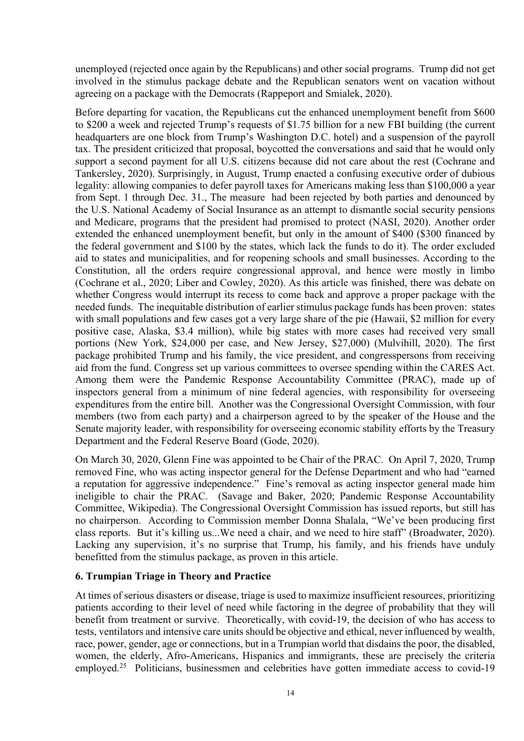unemployed (rejected once again by the Republicans) and other social programs. Trump did not get involved in the stimulus package debate and the Republican senators went on vacation without agreeing on a package with the Democrats (Rappeport and Smialek, 2020).

Before departing for vacation, the Republicans cut the enhanced unemployment benefit from $600 to $200 a week and rejected Trump's requests of $1.75 billion for a new FBI building (the current headquarters are one block from Trump's Washington D.C. hotel) and a suspension of the payroll tax. The president criticized that proposal, boycotted the conversations and said that he would only support a second payment for all U.S. citizens because did not care about the rest (Cochrane and Tankersley, 2020). Surprisingly, in August, Trump enacted a confusing executive order of dubious legality: allowing companies to defer payroll taxes for Americans making less than $100,000 a year from Sept. 1 through Dec. 31., The measure had been rejected by both parties and denounced by the U.S. National Academy of Social Insurance as an attempt to dismantle social security pensions and Medicare, programs that the president had promised to protect (NASI, 2020). Another order extended the enhanced unemployment benefit, but only in the amount of $400 ($300 financed by the federal government and $100 by the states, which lack the funds to do it). The order excluded aid to states and municipalities, and for reopening schools and small businesses. According to the Constitution, all the orders require congressional approval, and hence were mostly in limbo (Cochrane et al., 2020; Liber and Cowley, 2020). As this article was finished, there was debate on whether Congress would interrupt its recess to come back and approve a proper package with the needed funds. The inequitable distribution of earlier stimulus package funds has been proven: states with small populations and few cases got a very large share of the pie (Hawaii, $2 million for every positive case, Alaska, $3.4 million), while big states with more cases had received very small portions (New York, $24,000 per case, and New Jersey, $27,000) (Mulvihill, 2020). The first package prohibited Trump and his family, the vice president, and congresspersons from receiving aid from the fund. Congress set up various committees to oversee spending within the CARES Act. Among them were the Pandemic Response Accountability Committee (PRAC), made up of inspectors general from a minimum of nine federal agencies, with responsibility for overseeing expenditures from the entire bill. Another was the Congressional Oversight Commission, with four members (two from each party) and a chairperson agreed to by the speaker of the House and the Senate majority leader, with responsibility for overseeing economic stability efforts by the Treasury Department and the Federal Reserve Board (Gode, 2020).

On March 30, 2020, Glenn Fine was appointed to be Chair of the PRAC. On April 7, 2020, Trump removed Fine, who was acting inspector general for the Defense Department and who had "earned a reputation for aggressive independence." Fine's removal as acting inspector general made him ineligible to chair the PRAC. (Savage and Baker, 2020; Pandemic Response Accountability Committee, Wikipedia). The Congressional Oversight Commission has issued reports, but still has no chairperson. According to Commission member Donna Shalala, "We've been producing first class reports. But it's killing us...We need a chair, and we need to hire staff" (Broadwater, 2020). Lacking any supervision, it's no surprise that Trump, his family, and his friends have unduly benefitted from the stimulus package, as proven in this article.

## 6. Trumpian Triage in Theory and Practice

At times of serious disasters or disease, triage is used to maximize insufficient resources, prioritizing patients according to their level of need while factoring in the degree of probability that they will benefit from treatment or survive. Theoretically, with covid-19, the decision of who has access to tests, ventilators and intensive care units should be objective and ethical, never influenced by wealth, race, power, gender, age or connections, but in a Trumpian world that disdains the poor, the disabled, women, the elderly, Afro-Americans, Hispanics and immigrants, these are precisely the criteria employed.[25] Politicians, businessmen and celebrities have gotten immediate access to covid-19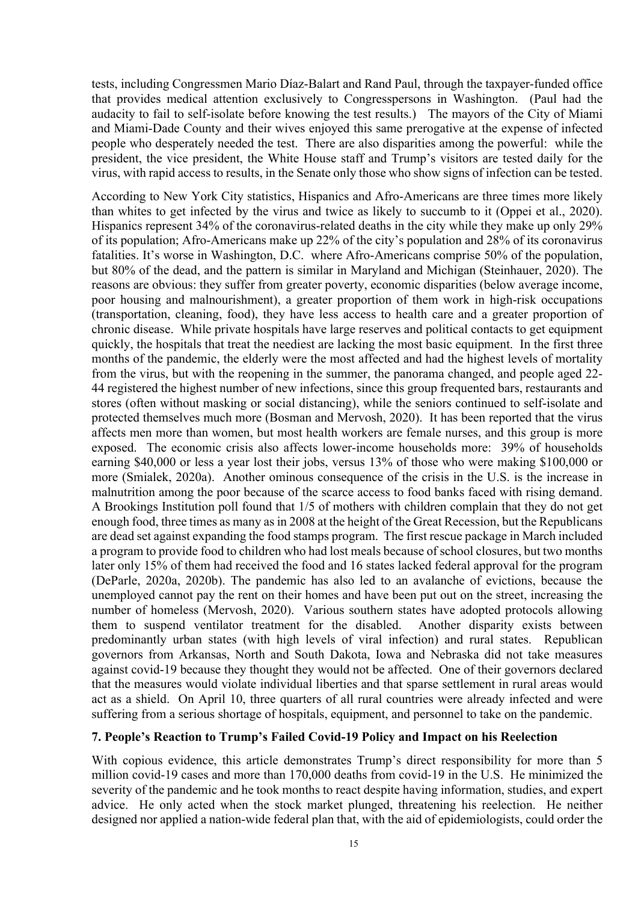tests, including Congressmen Mario Díaz-Balart and Rand Paul, through the taxpayer-funded office that provides medical attention exclusively to Congresspersons in Washington. (Paul had the audacity to fail to self-isolate before knowing the test results.) The mayors of the City of Miami and Miami-Dade County and their wives enjoyed this same prerogative at the expense of infected people who desperately needed the test. There are also disparities among the powerful: while the president, the vice president, the White House staff and Trump's visitors are tested daily for the virus, with rapid access to results, in the Senate only those who show signs of infection can be tested.

According to New York City statistics, Hispanics and Afro-Americans are three times more likely than whites to get infected by the virus and twice as likely to succumb to it (Oppei et al., 2020). Hispanics represent 34% of the coronavirus-related deaths in the city while they make up only 29% of its population; Afro-Americans make up 22% of the city's population and 28% of its coronavirus fatalities. It's worse in Washington, D.C. where Afro-Americans comprise 50% of the population, but 80% of the dead, and the pattern is similar in Maryland and Michigan (Steinhauer, 2020). The reasons are obvious: they suffer from greater poverty, economic disparities (below average income, poor housing and malnourishment), a greater proportion of them work in high-risk occupations (transportation, cleaning, food), they have less access to health care and a greater proportion of chronic disease. While private hospitals have large reserves and political contacts to get equipment quickly, the hospitals that treat the neediest are lacking the most basic equipment. In the first three months of the pandemic, the elderly were the most affected and had the highest levels of mortality from the virus, but with the reopening in the summer, the panorama changed, and people aged 22-44 registered the highest number of new infections, since this group frequented bars, restaurants and stores (often without masking or social distancing), while the seniors continued to self-isolate and protected themselves much more (Bosman and Mervosh, 2020). It has been reported that the virus affects men more than women, but most health workers are female nurses, and this group is more exposed. The economic crisis also affects lower-income households more: 39% of households earning \$40,000 or less a year lost their jobs, versus 13% of those who were making \$100,000 or more (Smialek, 2020a). Another ominous consequence of the crisis in the U.S. is the increase in malnutrition among the poor because of the scarce access to food banks faced with rising demand. A Brookings Institution poll found that 1/5 of mothers with children complain that they do not get enough food, three times as many as in 2008 at the height of the Great Recession, but the Republicans are dead set against expanding the food stamps program. The first rescue package in March included a program to provide food to children who had lost meals because of school closures, but two months later only 15% of them had received the food and 16 states lacked federal approval for the program (DeParle, 2020a, 2020b). The pandemic has also led to an avalanche of evictions, because the unemployed cannot pay the rent on their homes and have been put out on the street, increasing the number of homeless (Mervosh, 2020). Various southern states have adopted protocols allowing them to suspend ventilator treatment for the disabled. Another disparity exists between predominantly urban states (with high levels of viral infection) and rural states. Republican governors from Arkansas, North and South Dakota, Iowa and Nebraska did not take measures against covid-19 because they thought they would not be affected. One of their governors declared that the measures would violate individual liberties and that sparse settlement in rural areas would act as a shield. On April 10, three quarters of all rural countries were already infected and were suffering from a serious shortage of hospitals, equipment, and personnel to take on the pandemic.

## 7. People's Reaction to Trump's Failed Covid-19 Policy and Impact on his Reelection

With copious evidence, this article demonstrates Trump's direct responsibility for more than 5 million covid-19 cases and more than 170,000 deaths from covid-19 in the U.S. He minimized the severity of the pandemic and he took months to react despite having information, studies, and expert advice. He only acted when the stock market plunged, threatening his reelection. He neither designed nor applied a nation-wide federal plan that, with the aid of epidemiologists, could order the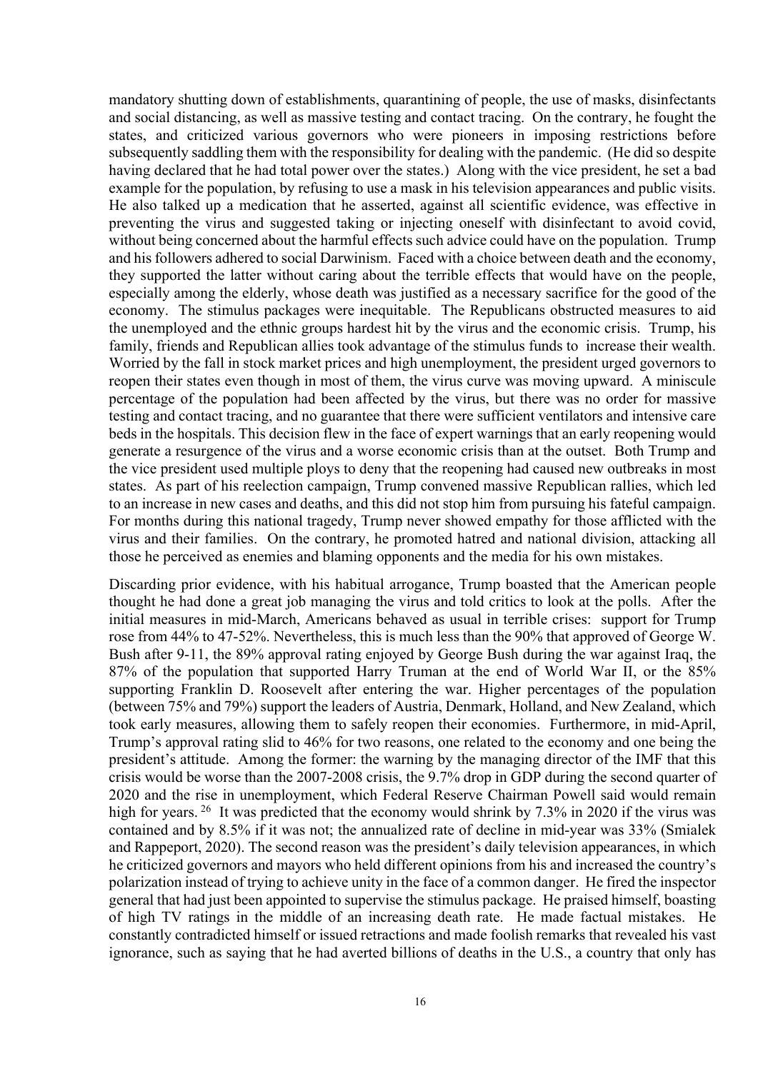mandatory shutting down of establishments, quarantining of people, the use of masks, disinfectants and social distancing, as well as massive testing and contact tracing. On the contrary, he fought the states, and criticized various governors who were pioneers in imposing restrictions before subsequently saddling them with the responsibility for dealing with the pandemic. (He did so despite having declared that he had total power over the states.) Along with the vice president, he set a bad example for the population, by refusing to use a mask in his television appearances and public visits. He also talked up a medication that he asserted, against all scientific evidence, was effective in preventing the virus and suggested taking or injecting oneself with disinfectant to avoid covid, without being concerned about the harmful effects such advice could have on the population. Trump and his followers adhered to social Darwinism. Faced with a choice between death and the economy, they supported the latter without caring about the terrible effects that would have on the people, especially among the elderly, whose death was justified as a necessary sacrifice for the good of the economy. The stimulus packages were inequitable. The Republicans obstructed measures to aid the unemployed and the ethnic groups hardest hit by the virus and the economic crisis. Trump, his family, friends and Republican allies took advantage of the stimulus funds to increase their wealth. Worried by the fall in stock market prices and high unemployment, the president urged governors to reopen their states even though in most of them, the virus curve was moving upward. A miniscule percentage of the population had been affected by the virus, but there was no order for massive testing and contact tracing, and no guarantee that there were sufficient ventilators and intensive care beds in the hospitals. This decision flew in the face of expert warnings that an early reopening would generate a resurgence of the virus and a worse economic crisis than at the outset. Both Trump and the vice president used multiple ploys to deny that the reopening had caused new outbreaks in most states. As part of his reelection campaign, Trump convened massive Republican rallies, which led to an increase in new cases and deaths, and this did not stop him from pursuing his fateful campaign. For months during this national tragedy, Trump never showed empathy for those afflicted with the virus and their families. On the contrary, he promoted hatred and national division, attacking all those he perceived as enemies and blaming opponents and the media for his own mistakes.

Discarding prior evidence, with his habitual arrogance, Trump boasted that the American people thought he had done a great job managing the virus and told critics to look at the polls. After the initial measures in mid-March, Americans behaved as usual in terrible crises: support for Trump rose from 44% to 47-52%. Nevertheless, this is much less than the 90% that approved of George W. Bush after 9-11, the 89% approval rating enjoyed by George Bush during the war against Iraq, the 87% of the population that supported Harry Truman at the end of World War II, or the 85% supporting Franklin D. Roosevelt after entering the war. Higher percentages of the population (between 75% and 79%) support the leaders of Austria, Denmark, Holland, and New Zealand, which took early measures, allowing them to safely reopen their economies. Furthermore, in mid-April, Trump's approval rating slid to 46% for two reasons, one related to the economy and one being the president's attitude. Among the former: the warning by the managing director of the IMF that this crisis would be worse than the 2007-2008 crisis, the 9.7% drop in GDP during the second quarter of 2020 and the rise in unemployment, which Federal Reserve Chairman Powell said would remain high for years. [26] It was predicted that the economy would shrink by 7.3% in 2020 if the virus was contained and by 8.5% if it was not; the annualized rate of decline in mid-year was 33% (Smialek and Rappeport, 2020). The second reason was the president's daily television appearances, in which he criticized governors and mayors who held different opinions from his and increased the country's polarization instead of trying to achieve unity in the face of a common danger. He fired the inspector general that had just been appointed to supervise the stimulus package. He praised himself, boasting of high TV ratings in the middle of an increasing death rate. He made factual mistakes. He constantly contradicted himself or issued retractions and made foolish remarks that revealed his vast ignorance, such as saying that he had averted billions of deaths in the U.S., a country that only has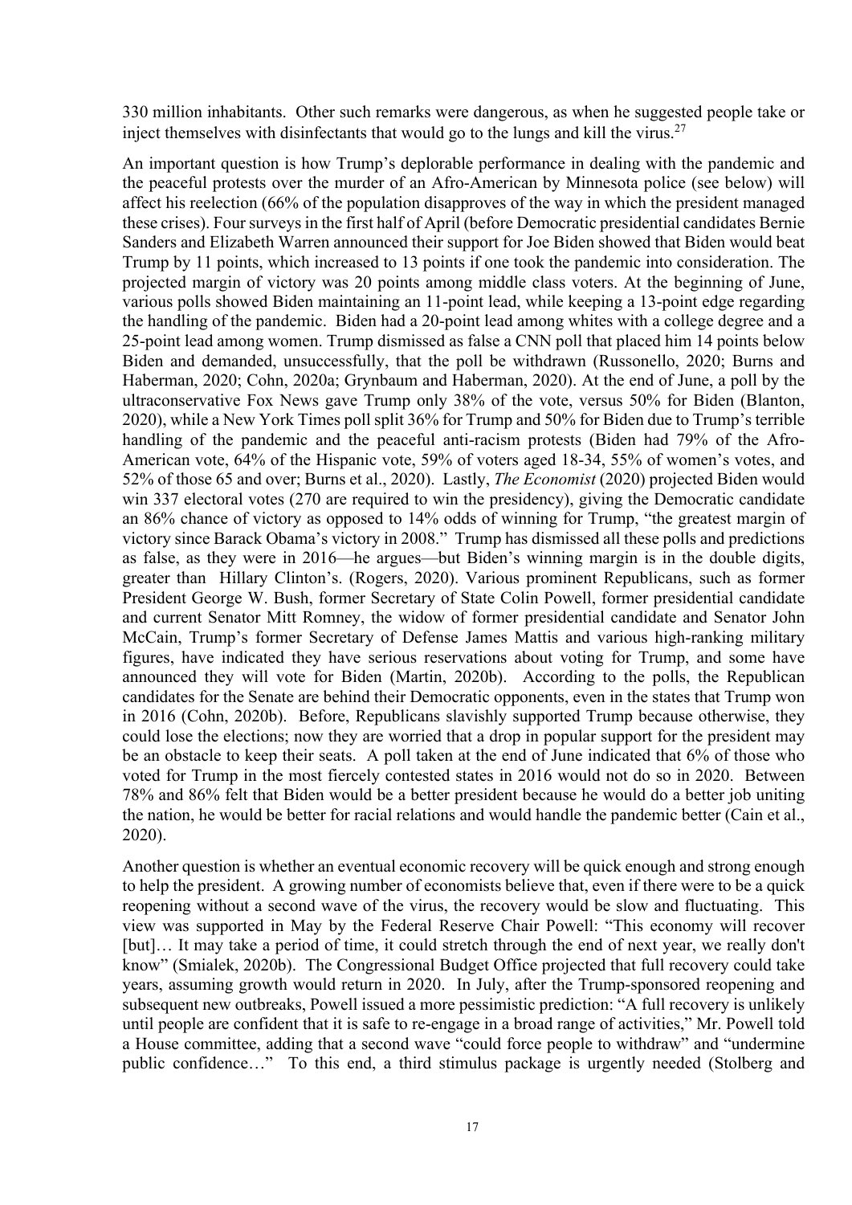330 million inhabitants. Other such remarks were dangerous, as when he suggested people take or inject themselves with disinfectants that would go to the lungs and kill the virus.[27]

An important question is how Trump's deplorable performance in dealing with the pandemic and the peaceful protests over the murder of an Afro-American by Minnesota police (see below) will affect his reelection (66% of the population disapproves of the way in which the president managed these crises). Four surveys in the first half of April (before Democratic presidential candidates Bernie Sanders and Elizabeth Warren announced their support for Joe Biden showed that Biden would beat Trump by 11 points, which increased to 13 points if one took the pandemic into consideration. The projected margin of victory was 20 points among middle class voters. At the beginning of June, various polls showed Biden maintaining an 11-point lead, while keeping a 13-point edge regarding the handling of the pandemic. Biden had a 20-point lead among whites with a college degree and a 25-point lead among women. Trump dismissed as false a CNN poll that placed him 14 points below Biden and demanded, unsuccessfully, that the poll be withdrawn (Russonello, 2020; Burns and Haberman, 2020; Cohn, 2020a; Grynbaum and Haberman, 2020). At the end of June, a poll by the ultraconservative Fox News gave Trump only 38% of the vote, versus 50% for Biden (Blanton, 2020), while a New York Times poll split 36% for Trump and 50% for Biden due to Trump's terrible handling of the pandemic and the peaceful anti-racism protests (Biden had 79% of the Afro-American vote, 64% of the Hispanic vote, 59% of voters aged 18-34, 55% of women's votes, and 52% of those 65 and over; Burns et al., 2020). Lastly, *The Economist* (2020) projected Biden would win 337 electoral votes (270 are required to win the presidency), giving the Democratic candidate an 86% chance of victory as opposed to 14% odds of winning for Trump, "the greatest margin of victory since Barack Obama's victory in 2008." Trump has dismissed all these polls and predictions as false, as they were in 2016—he argues—but Biden's winning margin is in the double digits, greater than Hillary Clinton's. (Rogers, 2020). Various prominent Republicans, such as former President George W. Bush, former Secretary of State Colin Powell, former presidential candidate and current Senator Mitt Romney, the widow of former presidential candidate and Senator John McCain, Trump's former Secretary of Defense James Mattis and various high-ranking military figures, have indicated they have serious reservations about voting for Trump, and some have announced they will vote for Biden (Martin, 2020b). According to the polls, the Republican candidates for the Senate are behind their Democratic opponents, even in the states that Trump won in 2016 (Cohn, 2020b). Before, Republicans slavishly supported Trump because otherwise, they could lose the elections; now they are worried that a drop in popular support for the president may be an obstacle to keep their seats. A poll taken at the end of June indicated that 6% of those who voted for Trump in the most fiercely contested states in 2016 would not do so in 2020. Between 78% and 86% felt that Biden would be a better president because he would do a better job uniting the nation, he would be better for racial relations and would handle the pandemic better (Cain et al., 2020).

Another question is whether an eventual economic recovery will be quick enough and strong enough to help the president. A growing number of economists believe that, even if there were to be a quick reopening without a second wave of the virus, the recovery would be slow and fluctuating. This view was supported in May by the Federal Reserve Chair Powell: "This economy will recover [but]… It may take a period of time, it could stretch through the end of next year, we really don't know" (Smialek, 2020b). The Congressional Budget Office projected that full recovery could take years, assuming growth would return in 2020. In July, after the Trump-sponsored reopening and subsequent new outbreaks, Powell issued a more pessimistic prediction: "A full recovery is unlikely until people are confident that it is safe to re-engage in a broad range of activities," Mr. Powell told a House committee, adding that a second wave "could force people to withdraw" and "undermine public confidence…" To this end, a third stimulus package is urgently needed (Stolberg and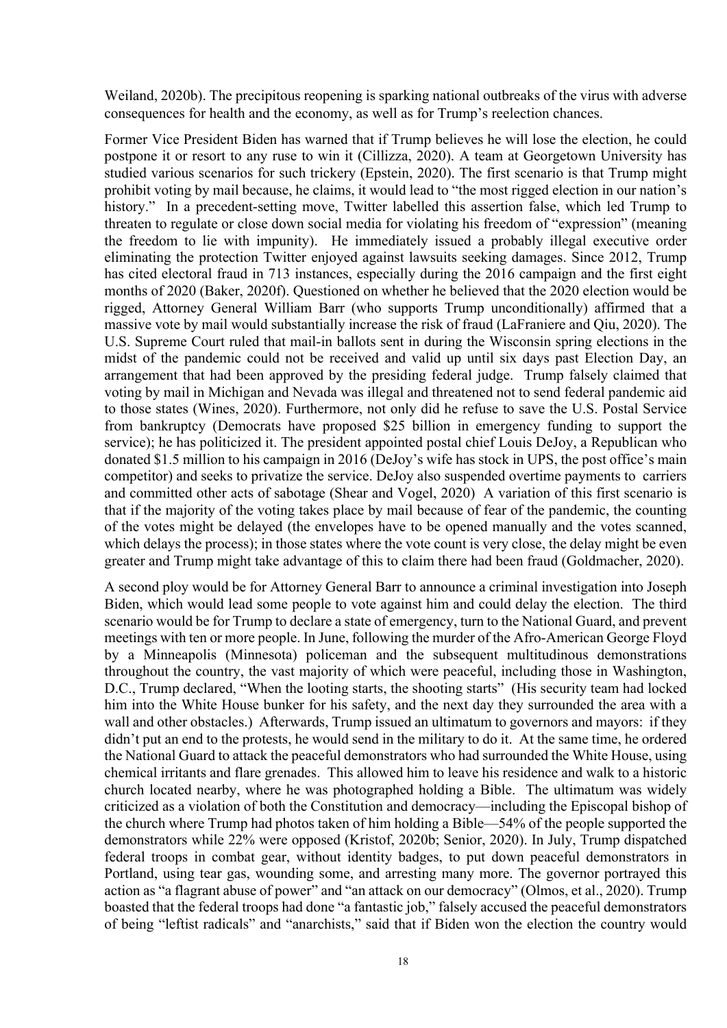Weiland, 2020b). The precipitous reopening is sparking national outbreaks of the virus with adverse consequences for health and the economy, as well as for Trump's reelection chances.

Former Vice President Biden has warned that if Trump believes he will lose the election, he could postpone it or resort to any ruse to win it (Cillizza, 2020). A team at Georgetown University has studied various scenarios for such trickery (Epstein, 2020). The first scenario is that Trump might prohibit voting by mail because, he claims, it would lead to "the most rigged election in our nation's history." In a precedent-setting move, Twitter labelled this assertion false, which led Trump to threaten to regulate or close down social media for violating his freedom of "expression" (meaning the freedom to lie with impunity). He immediately issued a probably illegal executive order eliminating the protection Twitter enjoyed against lawsuits seeking damages. Since 2012, Trump has cited electoral fraud in 713 instances, especially during the 2016 campaign and the first eight months of 2020 (Baker, 2020f). Questioned on whether he believed that the 2020 election would be rigged, Attorney General William Barr (who supports Trump unconditionally) affirmed that a massive vote by mail would substantially increase the risk of fraud (LaFraniere and Qiu, 2020). The U.S. Supreme Court ruled that mail-in ballots sent in during the Wisconsin spring elections in the midst of the pandemic could not be received and valid up until six days past Election Day, an arrangement that had been approved by the presiding federal judge. Trump falsely claimed that voting by mail in Michigan and Nevada was illegal and threatened not to send federal pandemic aid to those states (Wines, 2020). Furthermore, not only did he refuse to save the U.S. Postal Service from bankruptcy (Democrats have proposed $25 billion in emergency funding to support the service); he has politicized it. The president appointed postal chief Louis DeJoy, a Republican who donated $1.5 million to his campaign in 2016 (DeJoy's wife has stock in UPS, the post office's main competitor) and seeks to privatize the service. DeJoy also suspended overtime payments to carriers and committed other acts of sabotage (Shear and Vogel, 2020) A variation of this first scenario is that if the majority of the voting takes place by mail because of fear of the pandemic, the counting of the votes might be delayed (the envelopes have to be opened manually and the votes scanned, which delays the process); in those states where the vote count is very close, the delay might be even greater and Trump might take advantage of this to claim there had been fraud (Goldmacher, 2020).

A second ploy would be for Attorney General Barr to announce a criminal investigation into Joseph Biden, which would lead some people to vote against him and could delay the election. The third scenario would be for Trump to declare a state of emergency, turn to the National Guard, and prevent meetings with ten or more people. In June, following the murder of the Afro-American George Floyd by a Minneapolis (Minnesota) policeman and the subsequent multitudinous demonstrations throughout the country, the vast majority of which were peaceful, including those in Washington, D.C., Trump declared, "When the looting starts, the shooting starts" (His security team had locked him into the White House bunker for his safety, and the next day they surrounded the area with a wall and other obstacles.) Afterwards, Trump issued an ultimatum to governors and mayors: if they didn't put an end to the protests, he would send in the military to do it. At the same time, he ordered the National Guard to attack the peaceful demonstrators who had surrounded the White House, using chemical irritants and flare grenades. This allowed him to leave his residence and walk to a historic church located nearby, where he was photographed holding a Bible. The ultimatum was widely criticized as a violation of both the Constitution and democracy—including the Episcopal bishop of the church where Trump had photos taken of him holding a Bible—54% of the people supported the demonstrators while 22% were opposed (Kristof, 2020b; Senior, 2020). In July, Trump dispatched federal troops in combat gear, without identity badges, to put down peaceful demonstrators in Portland, using tear gas, wounding some, and arresting many more. The governor portrayed this action as "a flagrant abuse of power" and "an attack on our democracy" (Olmos, et al., 2020). Trump boasted that the federal troops had done "a fantastic job," falsely accused the peaceful demonstrators of being "leftist radicals" and "anarchists," said that if Biden won the election the country would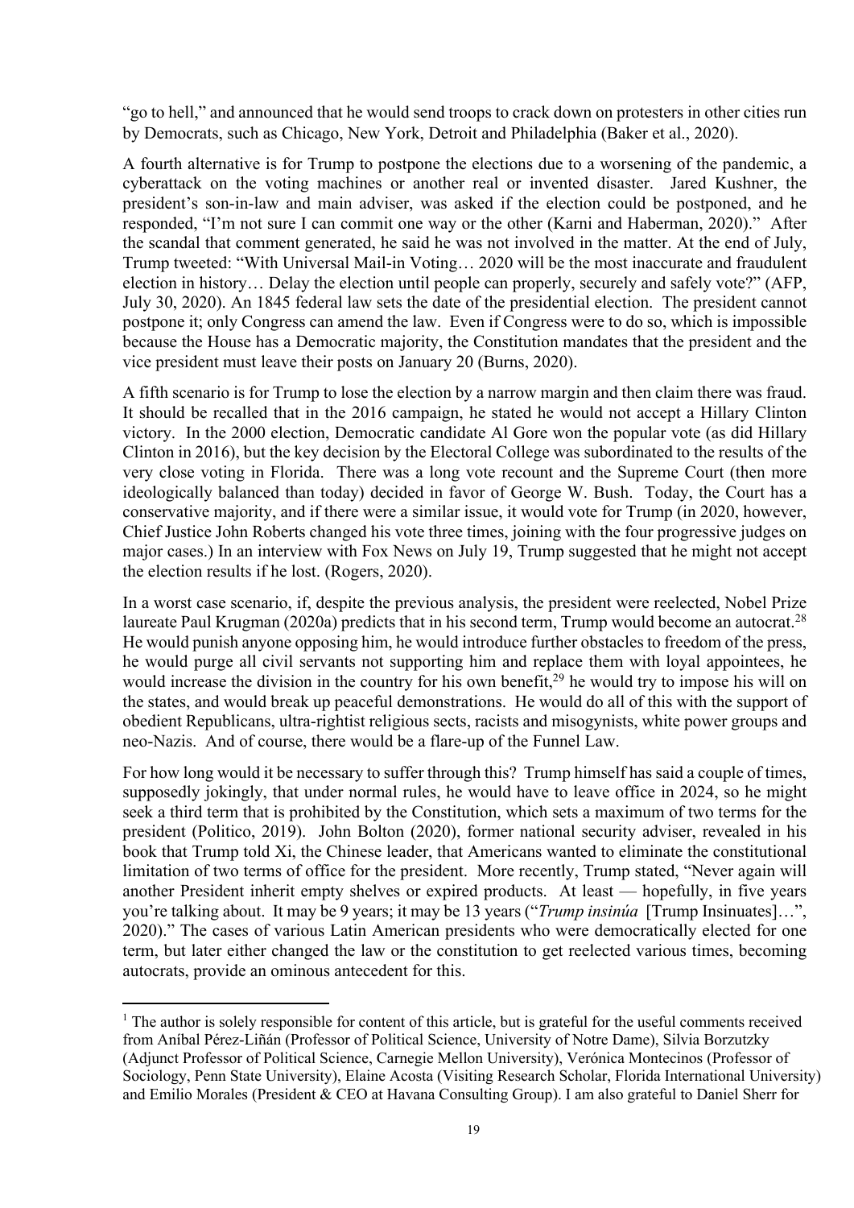"go to hell," and announced that he would send troops to crack down on protesters in other cities run by Democrats, such as Chicago, New York, Detroit and Philadelphia (Baker et al., 2020).

A fourth alternative is for Trump to postpone the elections due to a worsening of the pandemic, a cyberattack on the voting machines or another real or invented disaster. Jared Kushner, the president's son-in-law and main adviser, was asked if the election could be postponed, and he responded, "I'm not sure I can commit one way or the other (Karni and Haberman, 2020)." After the scandal that comment generated, he said he was not involved in the matter. At the end of July, Trump tweeted: "With Universal Mail-in Voting… 2020 will be the most inaccurate and fraudulent election in history… Delay the election until people can properly, securely and safely vote?" (AFP, July 30, 2020). An 1845 federal law sets the date of the presidential election. The president cannot postpone it; only Congress can amend the law. Even if Congress were to do so, which is impossible because the House has a Democratic majority, the Constitution mandates that the president and the vice president must leave their posts on January 20 (Burns, 2020).

A fifth scenario is for Trump to lose the election by a narrow margin and then claim there was fraud. It should be recalled that in the 2016 campaign, he stated he would not accept a Hillary Clinton victory. In the 2000 election, Democratic candidate Al Gore won the popular vote (as did Hillary Clinton in 2016), but the key decision by the Electoral College was subordinated to the results of the very close voting in Florida. There was a long vote recount and the Supreme Court (then more ideologically balanced than today) decided in favor of George W. Bush. Today, the Court has a conservative majority, and if there were a similar issue, it would vote for Trump (in 2020, however, Chief Justice John Roberts changed his vote three times, joining with the four progressive judges on major cases.) In an interview with Fox News on July 19, Trump suggested that he might not accept the election results if he lost. (Rogers, 2020).

In a worst case scenario, if, despite the previous analysis, the president were reelected, Nobel Prize laureate Paul Krugman (2020a) predicts that in his second term, Trump would become an autocrat.[28] He would punish anyone opposing him, he would introduce further obstacles to freedom of the press, he would purge all civil servants not supporting him and replace them with loyal appointees, he would increase the division in the country for his own benefit,[29] he would try to impose his will on the states, and would break up peaceful demonstrations. He would do all of this with the support of obedient Republicans, ultra-rightist religious sects, racists and misogynists, white power groups and neo-Nazis. And of course, there would be a flare-up of the Funnel Law.

For how long would it be necessary to suffer through this? Trump himself has said a couple of times, supposedly jokingly, that under normal rules, he would have to leave office in 2024, so he might seek a third term that is prohibited by the Constitution, which sets a maximum of two terms for the president (Politico, 2019). John Bolton (2020), former national security adviser, revealed in his book that Trump told Xi, the Chinese leader, that Americans wanted to eliminate the constitutional limitation of two terms of office for the president. More recently, Trump stated, "Never again will another President inherit empty shelves or expired products. At least — hopefully, in five years you're talking about. It may be 9 years; it may be 13 years ("*Trump insinúa* [Trump Insinuates]…", 2020)." The cases of various Latin American presidents who were democratically elected for one term, but later either changed the law or the constitution to get reelected various times, becoming autocrats, provide an ominous antecedent for this.

[1] The author is solely responsible for content of this article, but is grateful for the useful comments received from Aníbal Pérez-Liñán (Professor of Political Science, University of Notre Dame), Silvia Borzutzky (Adjunct Professor of Political Science, Carnegie Mellon University), Verónica Montecinos (Professor of Sociology, Penn State University), Elaine Acosta (Visiting Research Scholar, Florida International University) and Emilio Morales (President & CEO at Havana Consulting Group). I am also grateful to Daniel Sherr for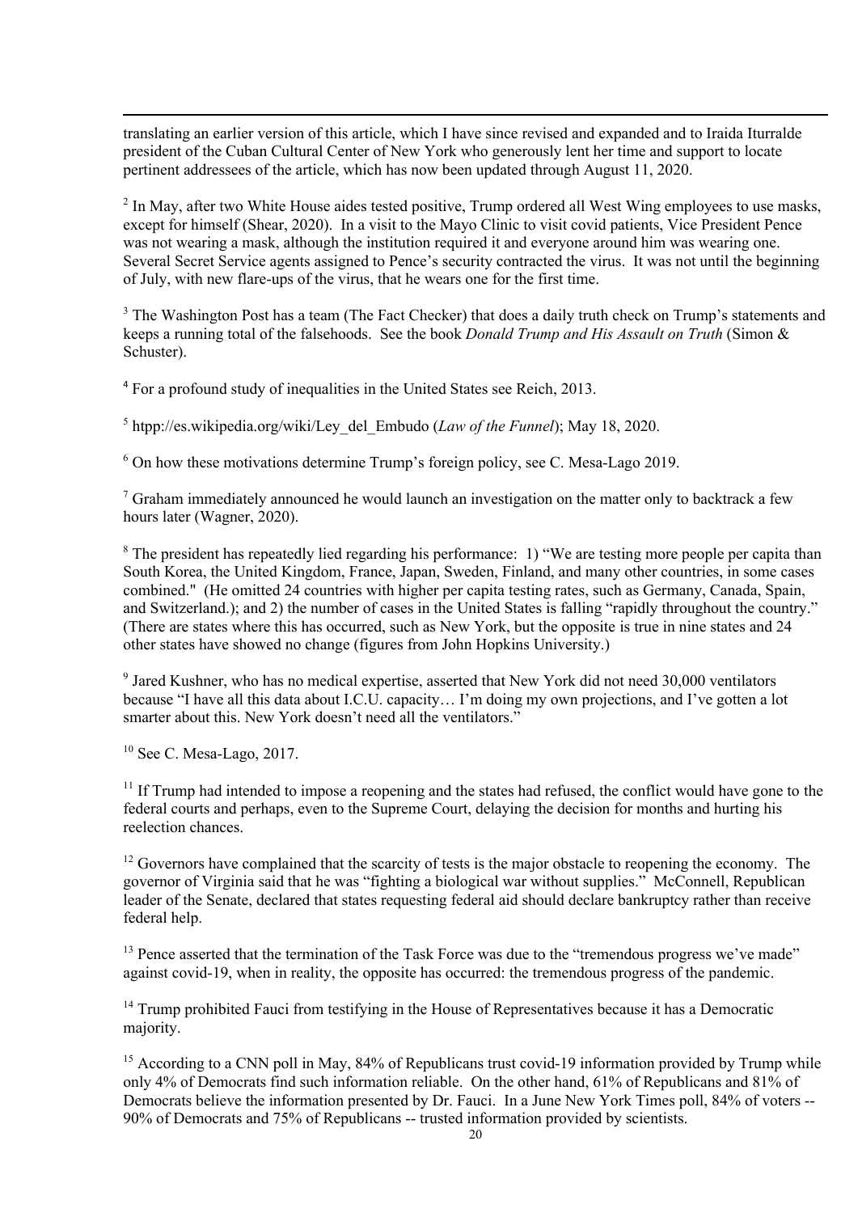translating an earlier version of this article, which I have since revised and expanded and to Iraida Iturralde president of the Cuban Cultural Center of New York who generously lent her time and support to locate pertinent addressees of the article, which has now been updated through August 11, 2020.

[2] In May, after two White House aides tested positive, Trump ordered all West Wing employees to use masks, except for himself (Shear, 2020). In a visit to the Mayo Clinic to visit covid patients, Vice President Pence was not wearing a mask, although the institution required it and everyone around him was wearing one. Several Secret Service agents assigned to Pence's security contracted the virus. It was not until the beginning of July, with new flare-ups of the virus, that he wears one for the first time.

[3] The Washington Post has a team (The Fact Checker) that does a daily truth check on Trump's statements and keeps a running total of the falsehoods. See the book *Donald Trump and His Assault on Truth* (Simon & Schuster).

[4] For a profound study of inequalities in the United States see Reich, 2013.

[5] htpp://es.wikipedia.org/wiki/Ley_del_Embudo (*Law of the Funnel*); May 18, 2020.

[6] On how these motivations determine Trump's foreign policy, see C. Mesa-Lago 2019.

[7] Graham immediately announced he would launch an investigation on the matter only to backtrack a few hours later (Wagner, 2020).

[8] The president has repeatedly lied regarding his performance: 1) "We are testing more people per capita than South Korea, the United Kingdom, France, Japan, Sweden, Finland, and many other countries, in some cases combined." (He omitted 24 countries with higher per capita testing rates, such as Germany, Canada, Spain, and Switzerland.); and 2) the number of cases in the United States is falling "rapidly throughout the country." (There are states where this has occurred, such as New York, but the opposite is true in nine states and 24 other states have showed no change (figures from John Hopkins University.)

[9] Jared Kushner, who has no medical expertise, asserted that New York did not need 30,000 ventilators because "I have all this data about I.C.U. capacity… I'm doing my own projections, and I've gotten a lot smarter about this. New York doesn't need all the ventilators."

[10] See C. Mesa-Lago, 2017.

[11] If Trump had intended to impose a reopening and the states had refused, the conflict would have gone to the federal courts and perhaps, even to the Supreme Court, delaying the decision for months and hurting his reelection chances.

[12] Governors have complained that the scarcity of tests is the major obstacle to reopening the economy. The governor of Virginia said that he was "fighting a biological war without supplies." McConnell, Republican leader of the Senate, declared that states requesting federal aid should declare bankruptcy rather than receive federal help.

[13] Pence asserted that the termination of the Task Force was due to the "tremendous progress we've made" against covid-19, when in reality, the opposite has occurred: the tremendous progress of the pandemic.

[14] Trump prohibited Fauci from testifying in the House of Representatives because it has a Democratic majority.

[15] According to a CNN poll in May, 84% of Republicans trust covid-19 information provided by Trump while only 4% of Democrats find such information reliable. On the other hand, 61% of Republicans and 81% of Democrats believe the information presented by Dr. Fauci. In a June New York Times poll, 84% of voters -- 90% of Democrats and 75% of Republicans -- trusted information provided by scientists.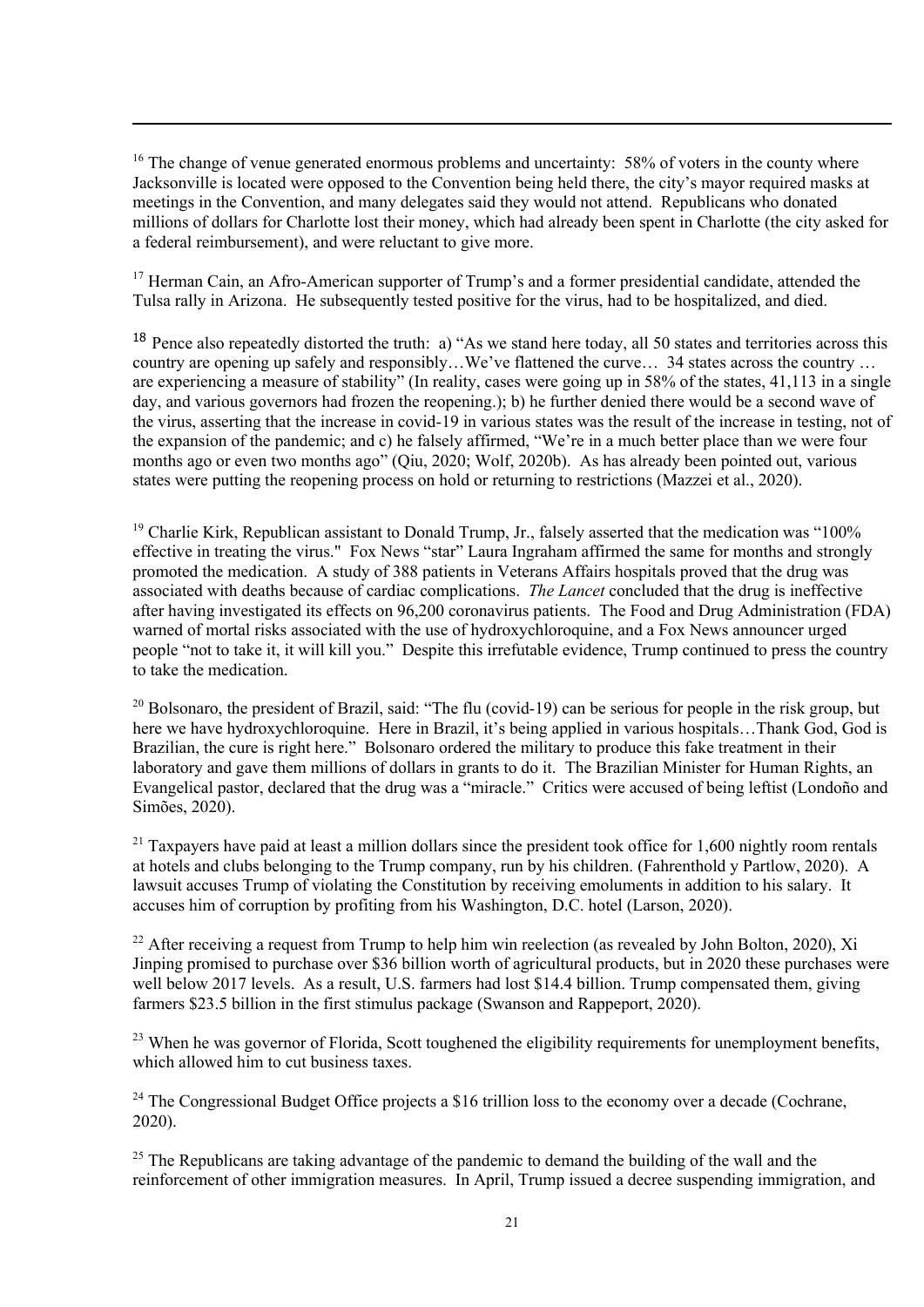[16] The change of venue generated enormous problems and uncertainty: 58% of voters in the county where Jacksonville is located were opposed to the Convention being held there, the city's mayor required masks at meetings in the Convention, and many delegates said they would not attend. Republicans who donated millions of dollars for Charlotte lost their money, which had already been spent in Charlotte (the city asked for a federal reimbursement), and were reluctant to give more.

[17] Herman Cain, an Afro-American supporter of Trump's and a former presidential candidate, attended the Tulsa rally in Arizona. He subsequently tested positive for the virus, had to be hospitalized, and died.

[18] Pence also repeatedly distorted the truth: a) "As we stand here today, all 50 states and territories across this country are opening up safely and responsibly…We've flattened the curve… 34 states across the country … are experiencing a measure of stability" (In reality, cases were going up in 58% of the states, 41,113 in a single day, and various governors had frozen the reopening.); b) he further denied there would be a second wave of the virus, asserting that the increase in covid-19 in various states was the result of the increase in testing, not of the expansion of the pandemic; and c) he falsely affirmed, "We're in a much better place than we were four months ago or even two months ago" (Qiu, 2020; Wolf, 2020b). As has already been pointed out, various states were putting the reopening process on hold or returning to restrictions (Mazzei et al., 2020).

[19] Charlie Kirk, Republican assistant to Donald Trump, Jr., falsely asserted that the medication was "100% effective in treating the virus." Fox News "star" Laura Ingraham affirmed the same for months and strongly promoted the medication. A study of 388 patients in Veterans Affairs hospitals proved that the drug was associated with deaths because of cardiac complications. *The Lancet* concluded that the drug is ineffective after having investigated its effects on 96,200 coronavirus patients. The Food and Drug Administration (FDA) warned of mortal risks associated with the use of hydroxychloroquine, and a Fox News announcer urged people "not to take it, it will kill you." Despite this irrefutable evidence, Trump continued to press the country to take the medication.

[20] Bolsonaro, the president of Brazil, said: "The flu (covid-19) can be serious for people in the risk group, but here we have hydroxychloroquine. Here in Brazil, it's being applied in various hospitals…Thank God, God is Brazilian, the cure is right here." Bolsonaro ordered the military to produce this fake treatment in their laboratory and gave them millions of dollars in grants to do it. The Brazilian Minister for Human Rights, an Evangelical pastor, declared that the drug was a "miracle." Critics were accused of being leftist (Londoño and Simões, 2020).

[21] Taxpayers have paid at least a million dollars since the president took office for 1,600 nightly room rentals at hotels and clubs belonging to the Trump company, run by his children. (Fahrenthold y Partlow, 2020). A lawsuit accuses Trump of violating the Constitution by receiving emoluments in addition to his salary. It accuses him of corruption by profiting from his Washington, D.C. hotel (Larson, 2020).

[22] After receiving a request from Trump to help him win reelection (as revealed by John Bolton, 2020), Xi Jinping promised to purchase over \$36 billion worth of agricultural products, but in 2020 these purchases were well below 2017 levels. As a result, U.S. farmers had lost \$14.4 billion. Trump compensated them, giving farmers \$23.5 billion in the first stimulus package (Swanson and Rappeport, 2020).

[23] When he was governor of Florida, Scott toughened the eligibility requirements for unemployment benefits, which allowed him to cut business taxes.

[24] The Congressional Budget Office projects a \$16 trillion loss to the economy over a decade (Cochrane, 2020).

[25] The Republicans are taking advantage of the pandemic to demand the building of the wall and the reinforcement of other immigration measures. In April, Trump issued a decree suspending immigration, and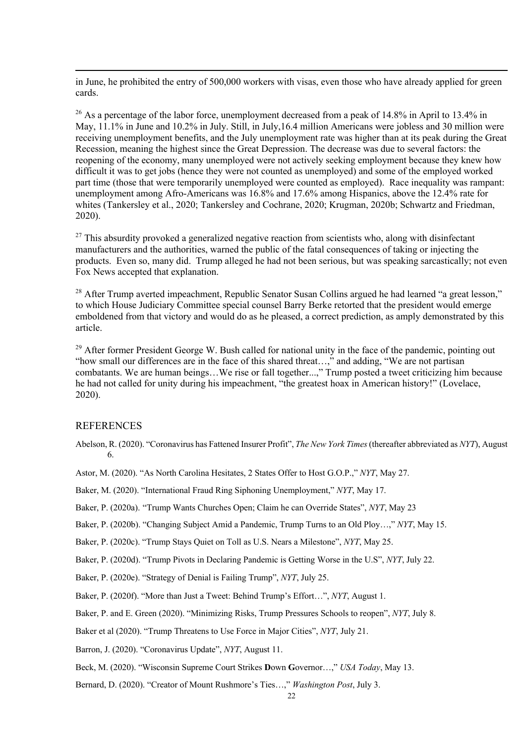in June, he prohibited the entry of 500,000 workers with visas, even those who have already applied for green cards.

[26] As a percentage of the labor force, unemployment decreased from a peak of 14.8% in April to 13.4% in May, 11.1% in June and 10.2% in July. Still, in July,16.4 million Americans were jobless and 30 million were receiving unemployment benefits, and the July unemployment rate was higher than at its peak during the Great Recession, meaning the highest since the Great Depression. The decrease was due to several factors: the reopening of the economy, many unemployed were not actively seeking employment because they knew how difficult it was to get jobs (hence they were not counted as unemployed) and some of the employed worked part time (those that were temporarily unemployed were counted as employed). Race inequality was rampant: unemployment among Afro-Americans was 16.8% and 17.6% among Hispanics, above the 12.4% rate for whites (Tankersley et al., 2020; Tankersley and Cochrane, 2020; Krugman, 2020b; Schwartz and Friedman, 2020).

[27] This absurdity provoked a generalized negative reaction from scientists who, along with disinfectant manufacturers and the authorities, warned the public of the fatal consequences of taking or injecting the products. Even so, many did. Trump alleged he had not been serious, but was speaking sarcastically; not even Fox News accepted that explanation.

[28] After Trump averted impeachment, Republic Senator Susan Collins argued he had learned "a great lesson," to which House Judiciary Committee special counsel Barry Berke retorted that the president would emerge emboldened from that victory and would do as he pleased, a correct prediction, as amply demonstrated by this article.

[29] After former President George W. Bush called for national unity in the face of the pandemic, pointing out "how small our differences are in the face of this shared threat…," and adding, "We are not partisan combatants. We are human beings…We rise or fall together...," Trump posted a tweet criticizing him because he had not called for unity during his impeachment, "the greatest hoax in American history!" (Lovelace, 2020).

## REFERENCES

Abelson, R. (2020). "Coronavirus has Fattened Insurer Profit", *The New York Times* (thereafter abbreviated as *NYT*), August 6.

Astor, M. (2020). "As North Carolina Hesitates, 2 States Offer to Host G.O.P.," *NYT*, May 27.

Baker, M. (2020). "International Fraud Ring Siphoning Unemployment," *NYT*, May 17.

Baker, P. (2020a). "Trump Wants Churches Open; Claim he can Override States", *NYT*, May 23

Baker, P. (2020b). "Changing Subject Amid a Pandemic, Trump Turns to an Old Ploy…," *NYT*, May 15.

Baker, P. (2020c). "Trump Stays Quiet on Toll as U.S. Nears a Milestone", *NYT*, May 25.

Baker, P. (2020d). "Trump Pivots in Declaring Pandemic is Getting Worse in the U.S", *NYT*, July 22.

Baker, P. (2020e). "Strategy of Denial is Failing Trump", *NYT*, July 25.

Baker, P. (2020f). "More than Just a Tweet: Behind Trump's Effort…", *NYT*, August 1.

Baker, P. and E. Green (2020). "Minimizing Risks, Trump Pressures Schools to reopen", *NYT*, July 8.

Baker et al (2020). "Trump Threatens to Use Force in Major Cities", *NYT*, July 21.

Barron, J. (2020). "Coronavirus Update", *NYT*, August 11.

Beck, M. (2020). "Wisconsin Supreme Court Strikes **D**own **G**overnor…," *USA Today*, May 13.

Bernard, D. (2020). "Creator of Mount Rushmore's Ties…," *Washington Post*, July 3.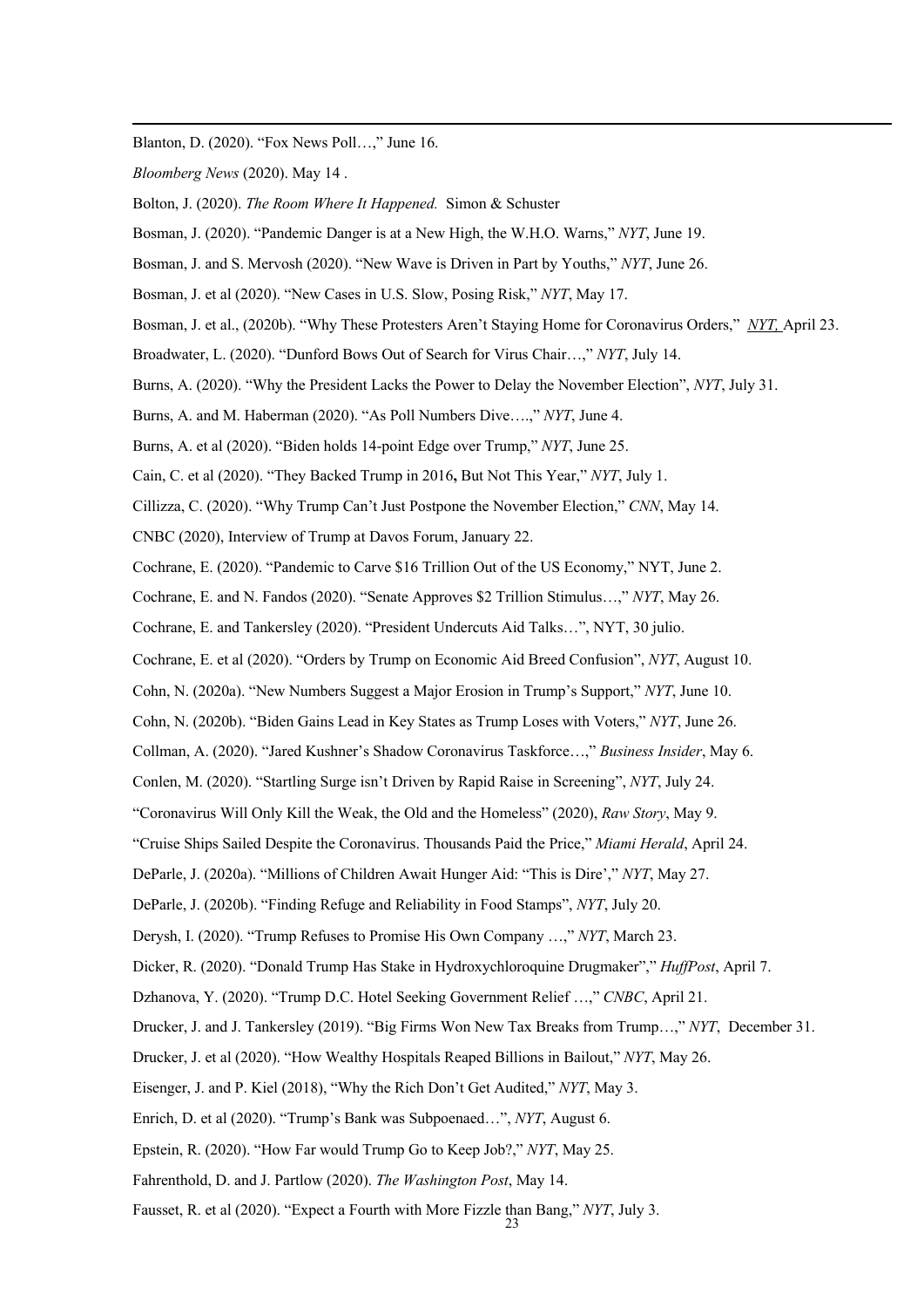Blanton, D. (2020). "Fox News Poll…," June 16.

*Bloomberg News* (2020). May 14 .

Bolton, J. (2020). *The Room Where It Happened.* Simon & Schuster

Bosman, J. (2020). "Pandemic Danger is at a New High, the W.H.O. Warns," *NYT*, June 19.

Bosman, J. and S. Mervosh (2020). "New Wave is Driven in Part by Youths," *NYT*, June 26.

Bosman, J. et al (2020). "New Cases in U.S. Slow, Posing Risk," *NYT*, May 17.

Bosman, J. et al., (2020b). "Why These Protesters Aren't Staying Home for Coronavirus Orders," *NYT,* April 23.

Broadwater, L. (2020). "Dunford Bows Out of Search for Virus Chair…," *NYT*, July 14.

Burns, A. (2020). "Why the President Lacks the Power to Delay the November Election", *NYT*, July 31.

Burns, A. and M. Haberman (2020). "As Poll Numbers Dive….," *NYT*, June 4.

Burns, A. et al (2020). "Biden holds 14-point Edge over Trump," *NYT*, June 25.

Cain, C. et al (2020). "They Backed Trump in 2016**,** But Not This Year," *NYT*, July 1.

Cillizza, C. (2020). "Why Trump Can't Just Postpone the November Election," *CNN*, May 14.

CNBC (2020), Interview of Trump at Davos Forum, January 22.

Cochrane, E. (2020). "Pandemic to Carve $16 Trillion Out of the US Economy," NYT, June 2.

Cochrane, E. and N. Fandos (2020). "Senate Approves $2 Trillion Stimulus…," *NYT*, May 26.

Cochrane, E. and Tankersley (2020). "President Undercuts Aid Talks…", NYT, 30 julio.

Cochrane, E. et al (2020). "Orders by Trump on Economic Aid Breed Confusion", *NYT*, August 10.

Cohn, N. (2020a). "New Numbers Suggest a Major Erosion in Trump's Support," *NYT*, June 10.

Cohn, N. (2020b). "Biden Gains Lead in Key States as Trump Loses with Voters," *NYT*, June 26.

Collman, A. (2020). "Jared Kushner's Shadow Coronavirus Taskforce…," *Business Insider*, May 6.

Conlen, M. (2020). "Startling Surge isn't Driven by Rapid Raise in Screening", *NYT*, July 24.

"Coronavirus Will Only Kill the Weak, the Old and the Homeless" (2020), *Raw Story*, May 9.

"Cruise Ships Sailed Despite the Coronavirus. Thousands Paid the Price," *Miami Herald*, April 24.

DeParle, J. (2020a). "Millions of Children Await Hunger Aid: "This is Dire'," *NYT*, May 27.

DeParle, J. (2020b). "Finding Refuge and Reliability in Food Stamps", *NYT*, July 20.

Derysh, I. (2020). "Trump Refuses to Promise His Own Company …," *NYT*, March 23.

Dicker, R. (2020). "Donald Trump Has Stake in Hydroxychloroquine Drugmaker"," *HuffPost*, April 7.

Dzhanova, Y. (2020). "Trump D.C. Hotel Seeking Government Relief …," *CNBC*, April 21.

Drucker, J. and J. Tankersley (2019). "Big Firms Won New Tax Breaks from Trump…," *NYT*, December 31.

Drucker, J. et al (2020). "How Wealthy Hospitals Reaped Billions in Bailout," *NYT*, May 26.

Eisenger, J. and P. Kiel (2018), "Why the Rich Don't Get Audited," *NYT*, May 3.

Enrich, D. et al (2020). "Trump's Bank was Subpoenaed…", *NYT*, August 6.

Epstein, R. (2020). "How Far would Trump Go to Keep Job?," *NYT*, May 25.

Fahrenthold, D. and J. Partlow (2020). *The Washington Post*, May 14.

Fausset, R. et al (2020). "Expect a Fourth with More Fizzle than Bang," *NYT*, July 3.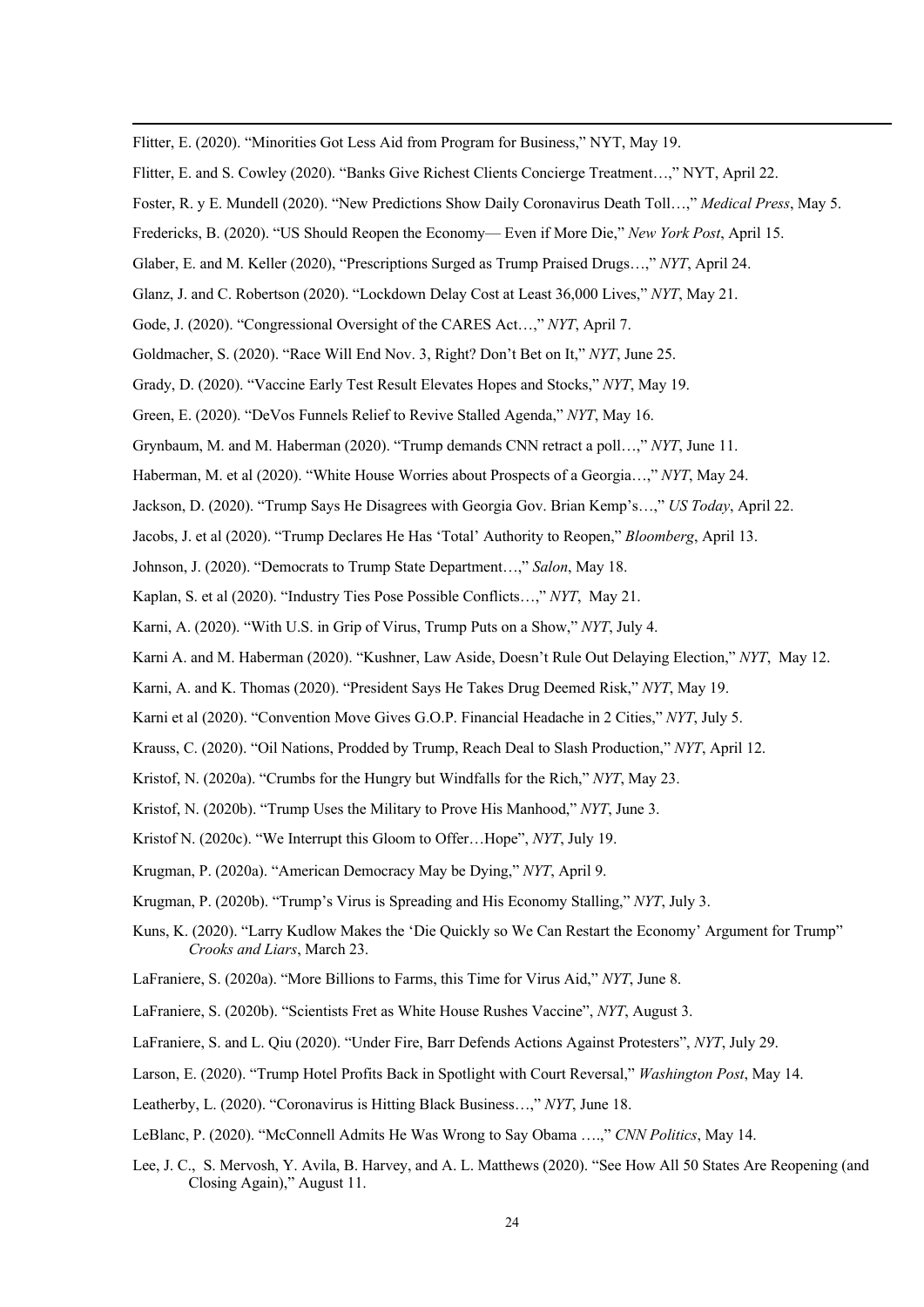Flitter, E. (2020). "Minorities Got Less Aid from Program for Business," NYT, May 19.

Flitter, E. and S. Cowley (2020). "Banks Give Richest Clients Concierge Treatment…," NYT, April 22.

Foster, R. y E. Mundell (2020). "New Predictions Show Daily Coronavirus Death Toll…," *Medical Press*, May 5.

Fredericks, B. (2020). "US Should Reopen the Economy— Even if More Die," *New York Post*, April 15.

Glaber, E. and M. Keller (2020), "Prescriptions Surged as Trump Praised Drugs…," *NYT*, April 24.

Glanz, J. and C. Robertson (2020). "Lockdown Delay Cost at Least 36,000 Lives," *NYT*, May 21.

Gode, J. (2020). "Congressional Oversight of the CARES Act…," *NYT*, April 7.

Goldmacher, S. (2020). "Race Will End Nov. 3, Right? Don't Bet on It," *NYT*, June 25.

Grady, D. (2020). "Vaccine Early Test Result Elevates Hopes and Stocks," *NYT*, May 19.

Green, E. (2020). "DeVos Funnels Relief to Revive Stalled Agenda," *NYT*, May 16.

Grynbaum, M. and M. Haberman (2020). "Trump demands CNN retract a poll…," *NYT*, June 11.

Haberman, M. et al (2020). "White House Worries about Prospects of a Georgia…," *NYT*, May 24.

Jackson, D. (2020). "Trump Says He Disagrees with Georgia Gov. Brian Kemp's…," *US Today*, April 22.

Jacobs, J. et al (2020). "Trump Declares He Has 'Total' Authority to Reopen," *Bloomberg*, April 13.

Johnson, J. (2020). "Democrats to Trump State Department…," *Salon*, May 18.

Kaplan, S. et al (2020). "Industry Ties Pose Possible Conflicts…," *NYT*, May 21.

Karni, A. (2020). "With U.S. in Grip of Virus, Trump Puts on a Show," *NYT*, July 4.

Karni A. and M. Haberman (2020). "Kushner, Law Aside, Doesn't Rule Out Delaying Election," *NYT*, May 12.

Karni, A. and K. Thomas (2020). "President Says He Takes Drug Deemed Risk," *NYT*, May 19.

Karni et al (2020). "Convention Move Gives G.O.P. Financial Headache in 2 Cities," *NYT*, July 5.

Krauss, C. (2020). "Oil Nations, Prodded by Trump, Reach Deal to Slash Production," *NYT*, April 12.

Kristof, N. (2020a). "Crumbs for the Hungry but Windfalls for the Rich," *NYT*, May 23.

Kristof, N. (2020b). "Trump Uses the Military to Prove His Manhood," *NYT*, June 3.

Kristof N. (2020c). "We Interrupt this Gloom to Offer…Hope", *NYT*, July 19.

Krugman, P. (2020a). "American Democracy May be Dying," *NYT*, April 9.

Krugman, P. (2020b). "Trump's Virus is Spreading and His Economy Stalling," *NYT*, July 3.

Kuns, K. (2020). "Larry Kudlow Makes the 'Die Quickly so We Can Restart the Economy' Argument for Trump" *Crooks and Liars*, March 23.

LaFraniere, S. (2020a). "More Billions to Farms, this Time for Virus Aid," *NYT*, June 8.

LaFraniere, S. (2020b). "Scientists Fret as White House Rushes Vaccine", *NYT*, August 3.

LaFraniere, S. and L. Qiu (2020). "Under Fire, Barr Defends Actions Against Protesters", *NYT*, July 29.

Larson, E. (2020). "Trump Hotel Profits Back in Spotlight with Court Reversal," *Washington Post*, May 14.

Leatherby, L. (2020). "Coronavirus is Hitting Black Business…," *NYT*, June 18.

LeBlanc, P. (2020). "McConnell Admits He Was Wrong to Say Obama ….," *CNN Politics*, May 14.

Lee, J. C., S. Mervosh, Y. Avila, B. Harvey, and A. L. Matthews (2020). "See How All 50 States Are Reopening (and Closing Again)," August 11.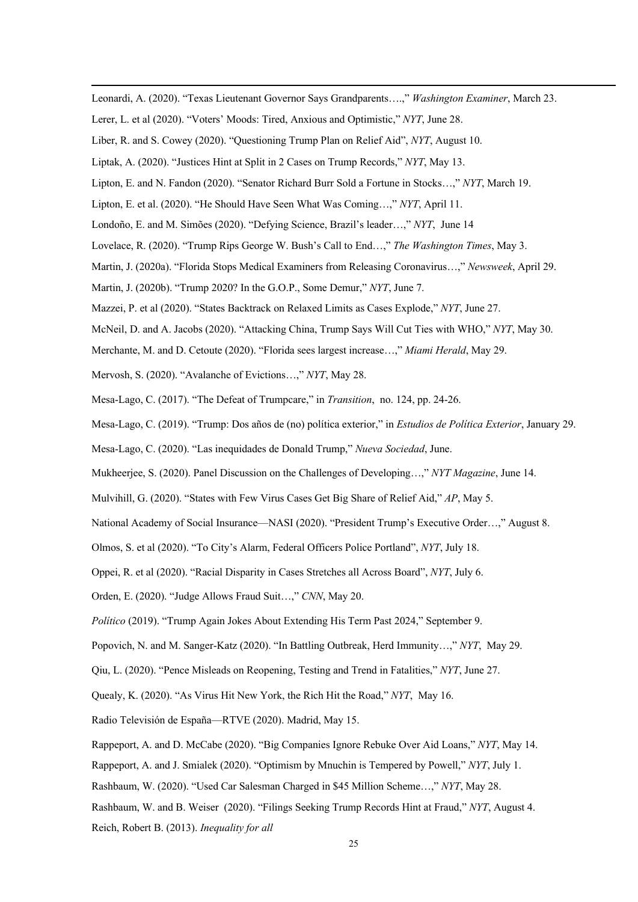Leonardi, A. (2020). "Texas Lieutenant Governor Says Grandparents….," *Washington Examiner*, March 23.

Lerer, L. et al (2020). "Voters' Moods: Tired, Anxious and Optimistic," *NYT*, June 28.

Liber, R. and S. Cowey (2020). "Questioning Trump Plan on Relief Aid", *NYT*, August 10.

Liptak, A. (2020). "Justices Hint at Split in 2 Cases on Trump Records," *NYT*, May 13.

Lipton, E. and N. Fandon (2020). "Senator Richard Burr Sold a Fortune in Stocks…," *NYT*, March 19.

Lipton, E. et al. (2020). "He Should Have Seen What Was Coming…," *NYT*, April 11.

Londoño, E. and M. Simões (2020). "Defying Science, Brazil's leader…," *NYT*, June 14

Lovelace, R. (2020). "Trump Rips George W. Bush's Call to End…," *The Washington Times*, May 3.

Martin, J. (2020a). "Florida Stops Medical Examiners from Releasing Coronavirus…," *Newsweek*, April 29.

Martin, J. (2020b). "Trump 2020? In the G.O.P., Some Demur," *NYT*, June 7.

Mazzei, P. et al (2020). "States Backtrack on Relaxed Limits as Cases Explode," *NYT*, June 27.

McNeil, D. and A. Jacobs (2020). "Attacking China, Trump Says Will Cut Ties with WHO," *NYT*, May 30.

Merchante, M. and D. Cetoute (2020). "Florida sees largest increase…," *Miami Herald*, May 29.

Mervosh, S. (2020). "Avalanche of Evictions…," *NYT*, May 28.

Mesa-Lago, C. (2017). "The Defeat of Trumpcare," in *Transition*, no. 124, pp. 24-26.

Mesa-Lago, C. (2019). "Trump: Dos años de (no) política exterior," in *Estudios de Política Exterior*, January 29.

Mesa-Lago, C. (2020). "Las inequidades de Donald Trump," *Nueva Sociedad*, June.

Mukheerjee, S. (2020). Panel Discussion on the Challenges of Developing…," *NYT Magazine*, June 14.

Mulvihill, G. (2020). "States with Few Virus Cases Get Big Share of Relief Aid," *AP*, May 5.

National Academy of Social Insurance—NASI (2020). "President Trump's Executive Order…," August 8.

Olmos, S. et al (2020). "To City's Alarm, Federal Officers Police Portland", *NYT*, July 18.

Oppei, R. et al (2020). "Racial Disparity in Cases Stretches all Across Board", *NYT*, July 6.

Orden, E. (2020). "Judge Allows Fraud Suit…," *CNN*, May 20.

*Político* (2019). "Trump Again Jokes About Extending His Term Past 2024," September 9.

Popovich, N. and M. Sanger-Katz (2020). "In Battling Outbreak, Herd Immunity…," *NYT*, May 29.

Qiu, L. (2020). "Pence Misleads on Reopening, Testing and Trend in Fatalities," *NYT*, June 27.

Quealy, K. (2020). "As Virus Hit New York, the Rich Hit the Road," *NYT*, May 16.

Radio Televisión de España—RTVE (2020). Madrid, May 15.

Rappeport, A. and D. McCabe (2020). "Big Companies Ignore Rebuke Over Aid Loans," *NYT*, May 14.

Rappeport, A. and J. Smialek (2020). "Optimism by Mnuchin is Tempered by Powell," *NYT*, July 1.

Rashbaum, W. (2020). "Used Car Salesman Charged in $45 Million Scheme…," *NYT*, May 28.

Rashbaum, W. and B. Weiser (2020). "Filings Seeking Trump Records Hint at Fraud," *NYT*, August 4.

Reich, Robert B. (2013). *Inequality for all*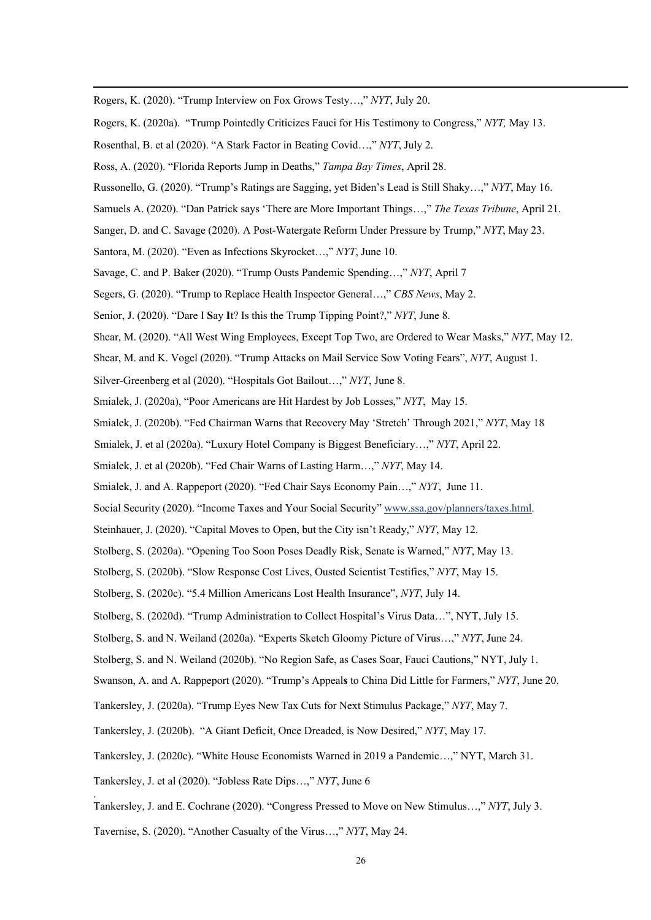Rogers, K. (2020). "Trump Interview on Fox Grows Testy…," *NYT*, July 20.

Rogers, K. (2020a). "Trump Pointedly Criticizes Fauci for His Testimony to Congress," *NYT,* May 13.

Rosenthal, B. et al (2020). "A Stark Factor in Beating Covid…," *NYT*, July 2.

Ross, A. (2020). "Florida Reports Jump in Deaths," *Tampa Bay Times*, April 28.

Russonello, G. (2020). "Trump's Ratings are Sagging, yet Biden's Lead is Still Shaky…," *NYT*, May 16.

Samuels A. (2020). "Dan Patrick says 'There are More Important Things…," *The Texas Tribune*, April 21.

Sanger, D. and C. Savage (2020). A Post-Watergate Reform Under Pressure by Trump," *NYT*, May 23.

Santora, M. (2020). "Even as Infections Skyrocket…," *NYT*, June 10.

Savage, C. and P. Baker (2020). "Trump Ousts Pandemic Spending…," *NYT*, April 7

Segers, G. (2020). "Trump to Replace Health Inspector General…," *CBS News*, May 2.

Senior, J. (2020). "Dare I **S**ay **I**t? Is this the Trump Tipping Point?," *NYT*, June 8.

Shear, M. (2020). "All West Wing Employees, Except Top Two, are Ordered to Wear Masks," *NYT*, May 12.

Shear, M. and K. Vogel (2020). "Trump Attacks on Mail Service Sow Voting Fears", *NYT*, August 1.

Silver-Greenberg et al (2020). "Hospitals Got Bailout…," *NYT*, June 8.

Smialek, J. (2020a), "Poor Americans are Hit Hardest by Job Losses," *NYT*, May 15.

Smialek, J. (2020b). "Fed Chairman Warns that Recovery May 'Stretch' Through 2021," *NYT*, May 18

Smialek, J. et al (2020a). "Luxury Hotel Company is Biggest Beneficiary…," *NYT*, April 22.

Smialek, J. et al (2020b). "Fed Chair Warns of Lasting Harm…," *NYT*, May 14.

Smialek, J. and A. Rappeport (2020). "Fed Chair Says Economy Pain…," *NYT*, June 11.

Social Security (2020). "Income Taxes and Your Social Security" www.ssa.gov/planners/taxes.html.

Steinhauer, J. (2020). "Capital Moves to Open, but the City isn't Ready," *NYT*, May 12.

Stolberg, S. (2020a). "Opening Too Soon Poses Deadly Risk, Senate is Warned," *NYT*, May 13.

Stolberg, S. (2020b). "Slow Response Cost Lives, Ousted Scientist Testifies," *NYT*, May 15.

Stolberg, S. (2020c). "5.4 Million Americans Lost Health Insurance", *NYT*, July 14.

Stolberg, S. (2020d). "Trump Administration to Collect Hospital's Virus Data…", NYT, July 15.

Stolberg, S. and N. Weiland (2020a). "Experts Sketch Gloomy Picture of Virus…," *NYT*, June 24.

Stolberg, S. and N. Weiland (2020b). "No Region Safe, as Cases Soar, Fauci Cautions," NYT, July 1.

Swanson, A. and A. Rappeport (2020). "Trump's Appeal**s** to China Did Little for Farmers," *NYT*, June 20.

Tankersley, J. (2020a). "Trump Eyes New Tax Cuts for Next Stimulus Package," *NYT*, May 7.

Tankersley, J. (2020b). "A Giant Deficit, Once Dreaded, is Now Desired," *NYT*, May 17.

Tankersley, J. (2020c). "White House Economists Warned in 2019 a Pandemic…," NYT, March 31.

Tankersley, J. et al (2020). "Jobless Rate Dips…," *NYT*, June 6

Tankersley, J. and E. Cochrane (2020). "Congress Pressed to Move on New Stimulus…," *NYT*, July 3.

Tavernise, S. (2020). "Another Casualty of the Virus…," *NYT*, May 24.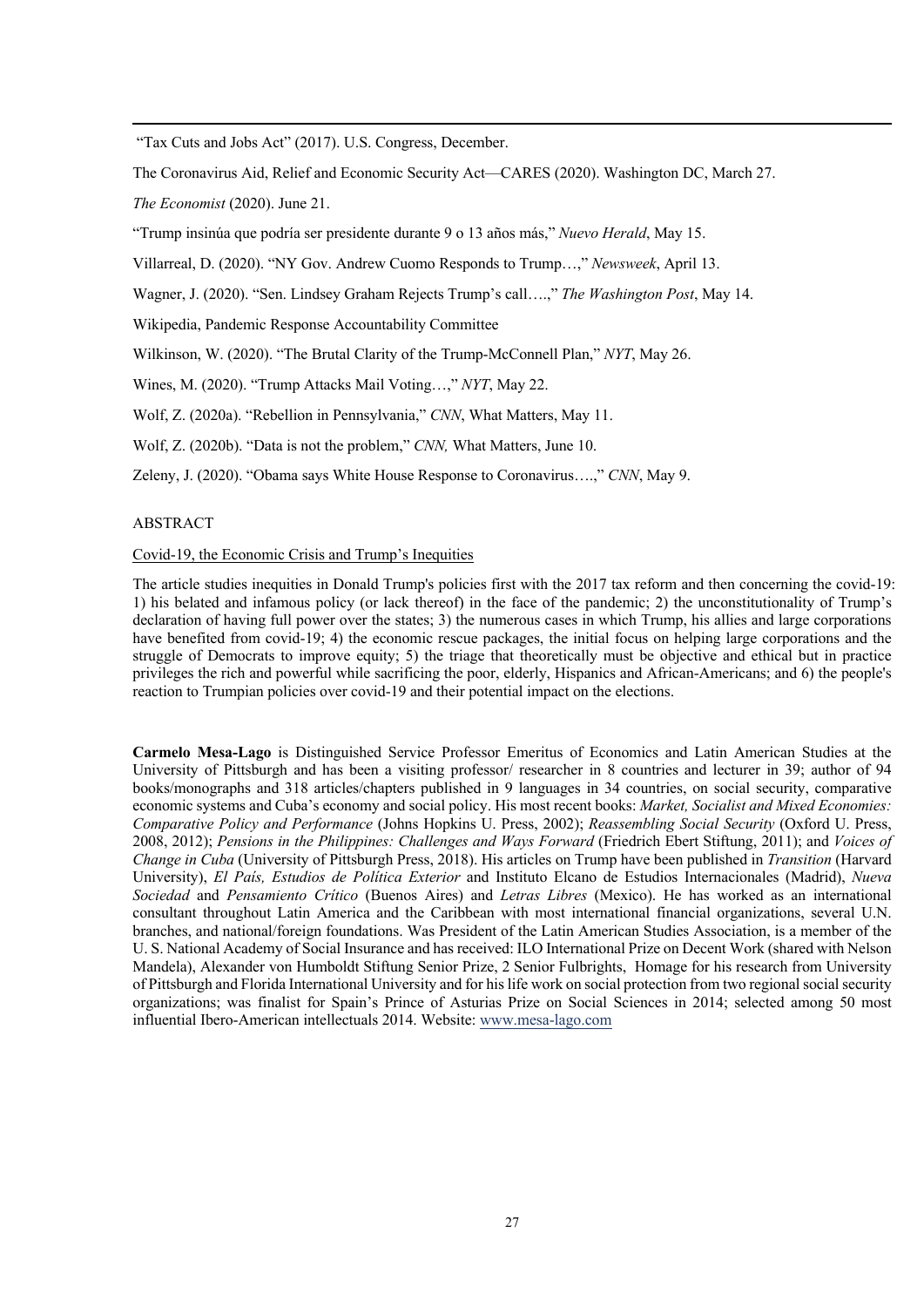"Tax Cuts and Jobs Act" (2017). U.S. Congress, December.

The Coronavirus Aid, Relief and Economic Security Act—CARES (2020). Washington DC, March 27.

*The Economist* (2020). June 21.

"Trump insinúa que podría ser presidente durante 9 o 13 años más," *Nuevo Herald*, May 15.

Villarreal, D. (2020). "NY Gov. Andrew Cuomo Responds to Trump…," *Newsweek*, April 13.

Wagner, J. (2020). "Sen. Lindsey Graham Rejects Trump's call….," *The Washington Post*, May 14.

Wikipedia, Pandemic Response Accountability Committee

Wilkinson, W. (2020). "The Brutal Clarity of the Trump-McConnell Plan," *NYT*, May 26.

Wines, M. (2020). "Trump Attacks Mail Voting…," *NYT*, May 22.

Wolf, Z. (2020a). "Rebellion in Pennsylvania," *CNN*, What Matters, May 11.

Wolf, Z. (2020b). "Data is not the problem," *CNN,* What Matters, June 10.

Zeleny, J. (2020). "Obama says White House Response to Coronavirus….," *CNN*, May 9.

ABSTRACT

<u>Covid-19, the Economic Crisis and Trump's Inequities</u>

The article studies inequities in Donald Trump's policies first with the 2017 tax reform and then concerning the covid-19: 1) his belated and infamous policy (or lack thereof) in the face of the pandemic; 2) the unconstitutionality of Trump's declaration of having full power over the states; 3) the numerous cases in which Trump, his allies and large corporations have benefited from covid-19; 4) the economic rescue packages, the initial focus on helping large corporations and the struggle of Democrats to improve equity; 5) the triage that theoretically must be objective and ethical but in practice privileges the rich and powerful while sacrificing the poor, elderly, Hispanics and African-Americans; and 6) the people's reaction to Trumpian policies over covid-19 and their potential impact on the elections.

**Carmelo Mesa-Lago** is Distinguished Service Professor Emeritus of Economics and Latin American Studies at the University of Pittsburgh and has been a visiting professor/ researcher in 8 countries and lecturer in 39; author of 94 books/monographs and 318 articles/chapters published in 9 languages in 34 countries, on social security, comparative economic systems and Cuba's economy and social policy. His most recent books: *Market, Socialist and Mixed Economies: Comparative Policy and Performance* (Johns Hopkins U. Press, 2002); *Reassembling Social Security* (Oxford U. Press, 2008, 2012); *Pensions in the Philippines: Challenges and Ways Forward* (Friedrich Ebert Stiftung, 2011); and *Voices of Change in Cuba* (University of Pittsburgh Press, 2018). His articles on Trump have been published in *Transition* (Harvard University), *El País, Estudios de Política Exterior* and Instituto Elcano de Estudios Internacionales (Madrid), *Nueva Sociedad* and *Pensamiento Crítico* (Buenos Aires) and *Letras Libres* (Mexico). He has worked as an international consultant throughout Latin America and the Caribbean with most international financial organizations, several U.N. branches, and national/foreign foundations. Was President of the Latin American Studies Association, is a member of the U. S. National Academy of Social Insurance and has received: ILO International Prize on Decent Work (shared with Nelson Mandela), Alexander von Humboldt Stiftung Senior Prize, 2 Senior Fulbrights, Homage for his research from University of Pittsburgh and Florida International University and for his life work on social protection from two regional social security organizations; was finalist for Spain's Prince of Asturias Prize on Social Sciences in 2014; selected among 50 most influential Ibero-American intellectuals 2014. Website: www.mesa-lago.com